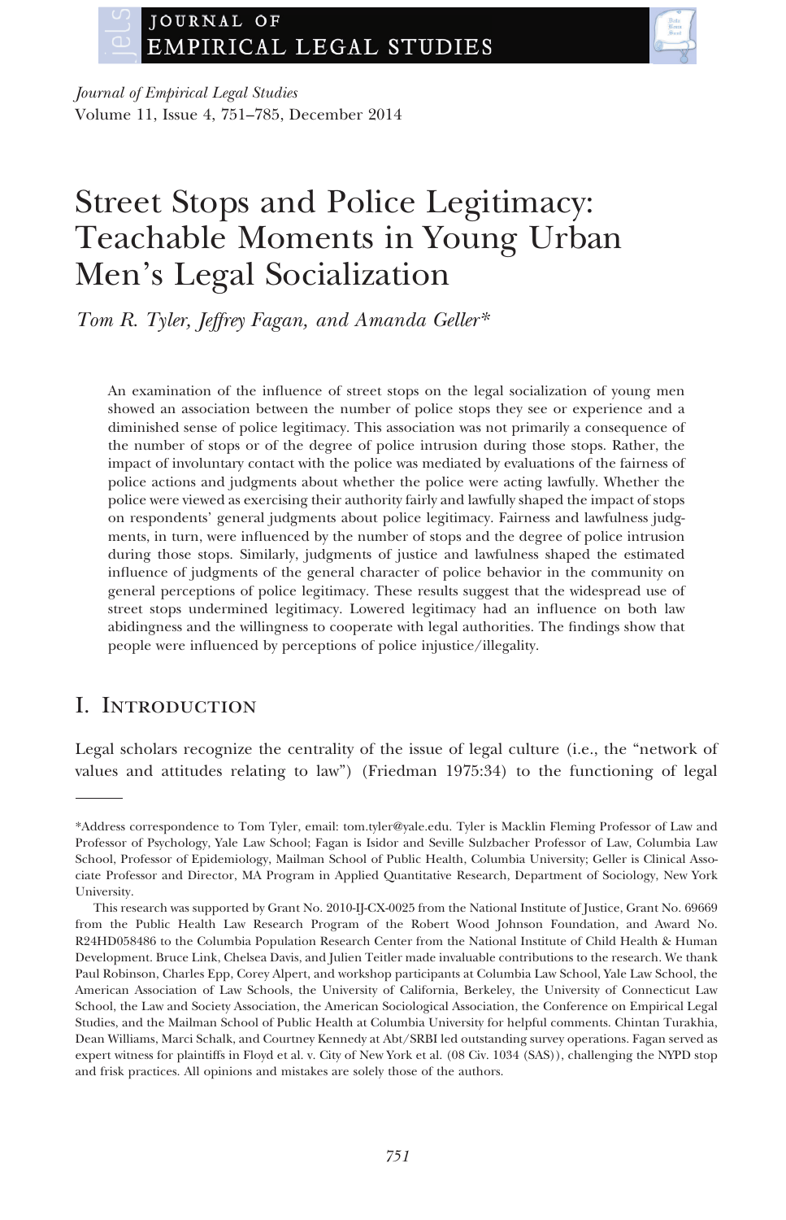# Street Stops and Police Legitimacy: Teachable Moments in Young Urban Men's Legal Socialization

*Tom R. Tyler, Jeffrey Fagan, and Amanda Geller**

An examination of the influence of street stops on the legal socialization of young men showed an association between the number of police stops they see or experience and a diminished sense of police legitimacy. This association was not primarily a consequence of the number of stops or of the degree of police intrusion during those stops. Rather, the impact of involuntary contact with the police was mediated by evaluations of the fairness of police actions and judgments about whether the police were acting lawfully. Whether the police were viewed as exercising their authority fairly and lawfully shaped the impact of stops on respondents' general judgments about police legitimacy. Fairness and lawfulness judgments, in turn, were influenced by the number of stops and the degree of police intrusion during those stops. Similarly, judgments of justice and lawfulness shaped the estimated influence of judgments of the general character of police behavior in the community on general perceptions of police legitimacy. These results suggest that the widespread use of street stops undermined legitimacy. Lowered legitimacy had an influence on both law abidingness and the willingness to cooperate with legal authorities. The findings show that people were influenced by perceptions of police injustice/illegality.

## I. Introduction

Legal scholars recognize the centrality of the issue of legal culture (i.e., the "network of values and attitudes relating to law") (Friedman 1975:34) to the functioning of legal

---

*Address correspondence to Tom Tyler, email: tom.tyler@yale.edu. Tyler is Macklin Fleming Professor of Law and Professor of Psychology, Yale Law School; Fagan is Isidor and Seville Sulzbacher Professor of Law, Columbia Law School, Professor of Epidemiology, Mailman School of Public Health, Columbia University; Geller is Clinical Associate Professor and Director, MA Program in Applied Quantitative Research, Department of Sociology, New York University.

This research was supported by Grant No. 2010-IJ-CX-0025 from the National Institute of Justice, Grant No. 69669 from the Public Health Law Research Program of the Robert Wood Johnson Foundation, and Award No. R24HD058486 to the Columbia Population Research Center from the National Institute of Child Health & Human Development. Bruce Link, Chelsea Davis, and Julien Teitler made invaluable contributions to the research. We thank Paul Robinson, Charles Epp, Corey Alpert, and workshop participants at Columbia Law School, Yale Law School, the American Association of Law Schools, the University of California, Berkeley, the University of Connecticut Law School, the Law and Society Association, the American Sociological Association, the Conference on Empirical Legal Studies, and the Mailman School of Public Health at Columbia University for helpful comments. Chintan Turakhia, Dean Williams, Marci Schalk, and Courtney Kennedy at Abt/SRBI led outstanding survey operations. Fagan served as expert witness for plaintiffs in Floyd et al. v. City of New York et al. (08 Civ. 1034 (SAS)), challenging the NYPD stop and frisk practices. All opinions and mistakes are solely those of the authors.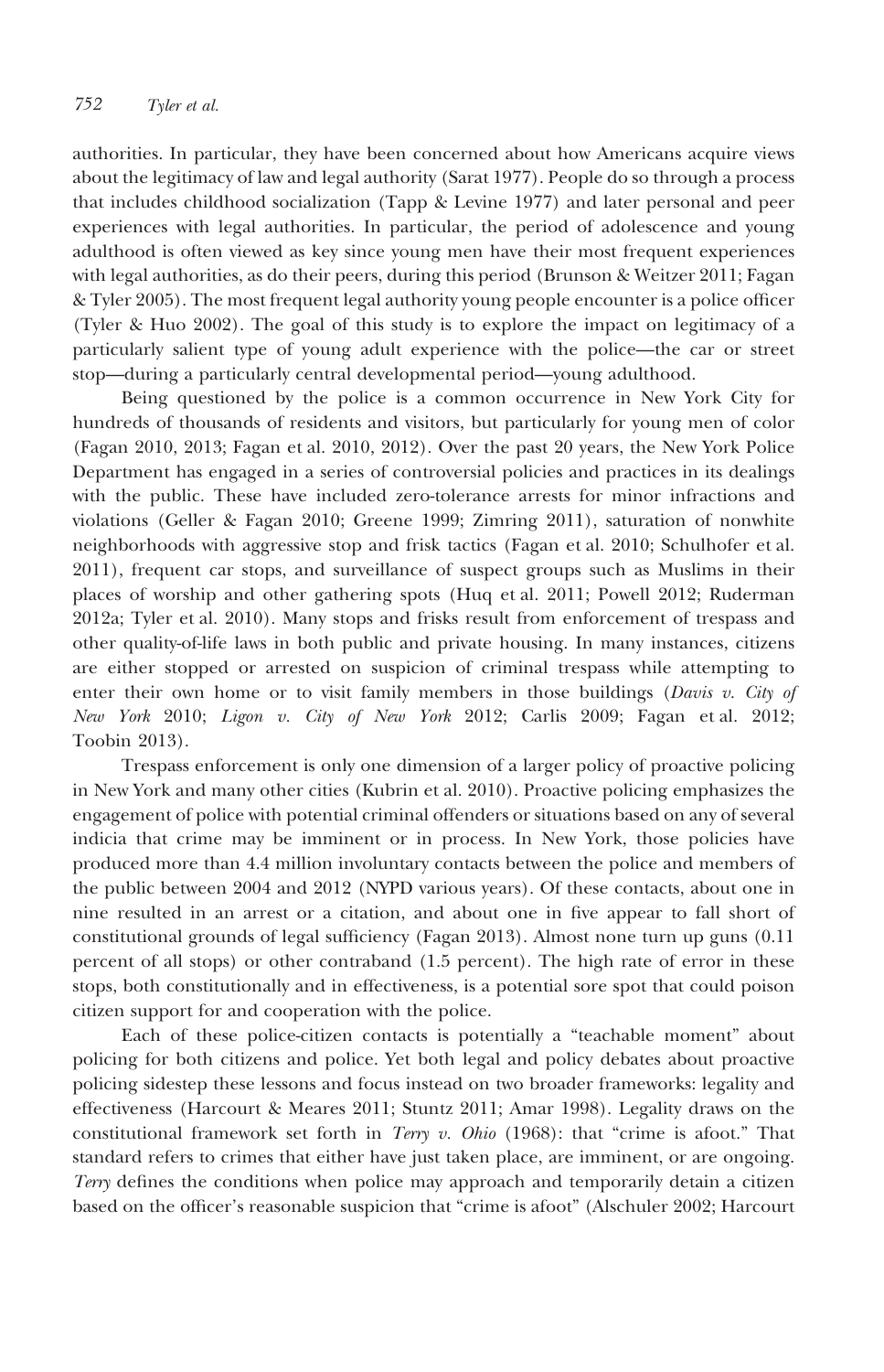authorities. In particular, they have been concerned about how Americans acquire views about the legitimacy of law and legal authority (Sarat 1977). People do so through a process that includes childhood socialization (Tapp & Levine 1977) and later personal and peer experiences with legal authorities. In particular, the period of adolescence and young adulthood is often viewed as key since young men have their most frequent experiences with legal authorities, as do their peers, during this period (Brunson & Weitzer 2011; Fagan & Tyler 2005). The most frequent legal authority young people encounter is a police officer (Tyler & Huo 2002). The goal of this study is to explore the impact on legitimacy of a particularly salient type of young adult experience with the police—the car or street stop—during a particularly central developmental period—young adulthood.

Being questioned by the police is a common occurrence in New York City for hundreds of thousands of residents and visitors, but particularly for young men of color (Fagan 2010, 2013; Fagan et al. 2010, 2012). Over the past 20 years, the New York Police Department has engaged in a series of controversial policies and practices in its dealings with the public. These have included zero-tolerance arrests for minor infractions and violations (Geller & Fagan 2010; Greene 1999; Zimring 2011), saturation of nonwhite neighborhoods with aggressive stop and frisk tactics (Fagan et al. 2010; Schulhofer et al. 2011), frequent car stops, and surveillance of suspect groups such as Muslims in their places of worship and other gathering spots (Huq et al. 2011; Powell 2012; Ruderman 2012a; Tyler et al. 2010). Many stops and frisks result from enforcement of trespass and other quality-of-life laws in both public and private housing. In many instances, citizens are either stopped or arrested on suspicion of criminal trespass while attempting to enter their own home or to visit family members in those buildings (*Davis v. City of New York* 2010; *Ligon v. City of New York* 2012; Carlis 2009; Fagan et al. 2012; Toobin 2013).

Trespass enforcement is only one dimension of a larger policy of proactive policing in New York and many other cities (Kubrin et al. 2010). Proactive policing emphasizes the engagement of police with potential criminal offenders or situations based on any of several indicia that crime may be imminent or in process. In New York, those policies have produced more than 4.4 million involuntary contacts between the police and members of the public between 2004 and 2012 (NYPD various years). Of these contacts, about one in nine resulted in an arrest or a citation, and about one in five appear to fall short of constitutional grounds of legal sufficiency (Fagan 2013). Almost none turn up guns (0.11 percent of all stops) or other contraband (1.5 percent). The high rate of error in these stops, both constitutionally and in effectiveness, is a potential sore spot that could poison citizen support for and cooperation with the police.

Each of these police-citizen contacts is potentially a "teachable moment" about policing for both citizens and police. Yet both legal and policy debates about proactive policing sidestep these lessons and focus instead on two broader frameworks: legality and effectiveness (Harcourt & Meares 2011; Stuntz 2011; Amar 1998). Legality draws on the constitutional framework set forth in *Terry v. Ohio* (1968): that "crime is afoot." That standard refers to crimes that either have just taken place, are imminent, or are ongoing. *Terry* defines the conditions when police may approach and temporarily detain a citizen based on the officer's reasonable suspicion that "crime is afoot" (Alschuler 2002; Harcourt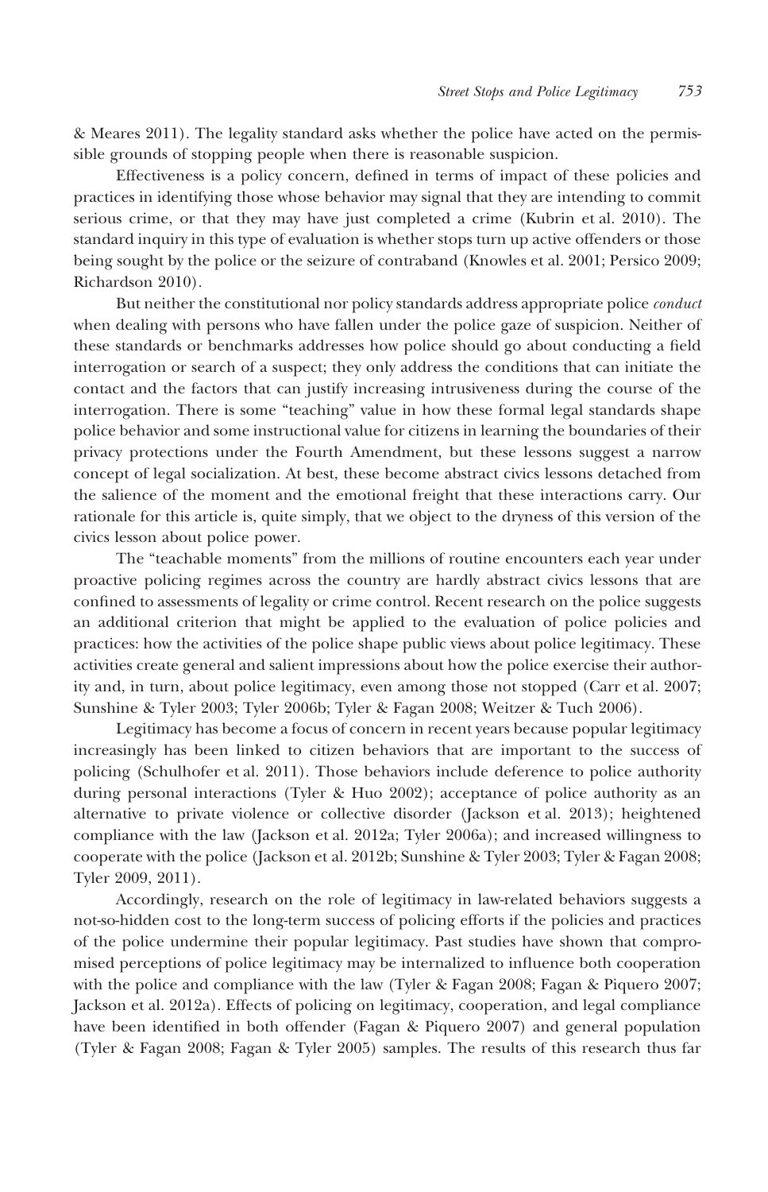& Meares 2011). The legality standard asks whether the police have acted on the permissible grounds of stopping people when there is reasonable suspicion.

Effectiveness is a policy concern, defined in terms of impact of these policies and practices in identifying those whose behavior may signal that they are intending to commit serious crime, or that they may have just completed a crime (Kubrin et al. 2010). The standard inquiry in this type of evaluation is whether stops turn up active offenders or those being sought by the police or the seizure of contraband (Knowles et al. 2001; Persico 2009; Richardson 2010).

But neither the constitutional nor policy standards address appropriate police *conduct* when dealing with persons who have fallen under the police gaze of suspicion. Neither of these standards or benchmarks addresses how police should go about conducting a field interrogation or search of a suspect; they only address the conditions that can initiate the contact and the factors that can justify increasing intrusiveness during the course of the interrogation. There is some "teaching" value in how these formal legal standards shape police behavior and some instructional value for citizens in learning the boundaries of their privacy protections under the Fourth Amendment, but these lessons suggest a narrow concept of legal socialization. At best, these become abstract civics lessons detached from the salience of the moment and the emotional freight that these interactions carry. Our rationale for this article is, quite simply, that we object to the dryness of this version of the civics lesson about police power.

The "teachable moments" from the millions of routine encounters each year under proactive policing regimes across the country are hardly abstract civics lessons that are confined to assessments of legality or crime control. Recent research on the police suggests an additional criterion that might be applied to the evaluation of police policies and practices: how the activities of the police shape public views about police legitimacy. These activities create general and salient impressions about how the police exercise their authority and, in turn, about police legitimacy, even among those not stopped (Carr et al. 2007; Sunshine & Tyler 2003; Tyler 2006b; Tyler & Fagan 2008; Weitzer & Tuch 2006).

Legitimacy has become a focus of concern in recent years because popular legitimacy increasingly has been linked to citizen behaviors that are important to the success of policing (Schulhofer et al. 2011). Those behaviors include deference to police authority during personal interactions (Tyler & Huo 2002); acceptance of police authority as an alternative to private violence or collective disorder (Jackson et al. 2013); heightened compliance with the law (Jackson et al. 2012a; Tyler 2006a); and increased willingness to cooperate with the police (Jackson et al. 2012b; Sunshine & Tyler 2003; Tyler & Fagan 2008; Tyler 2009, 2011).

Accordingly, research on the role of legitimacy in law-related behaviors suggests a not-so-hidden cost to the long-term success of policing efforts if the policies and practices of the police undermine their popular legitimacy. Past studies have shown that compromised perceptions of police legitimacy may be internalized to influence both cooperation with the police and compliance with the law (Tyler & Fagan 2008; Fagan & Piquero 2007; Jackson et al. 2012a). Effects of policing on legitimacy, cooperation, and legal compliance have been identified in both offender (Fagan & Piquero 2007) and general population (Tyler & Fagan 2008; Fagan & Tyler 2005) samples. The results of this research thus far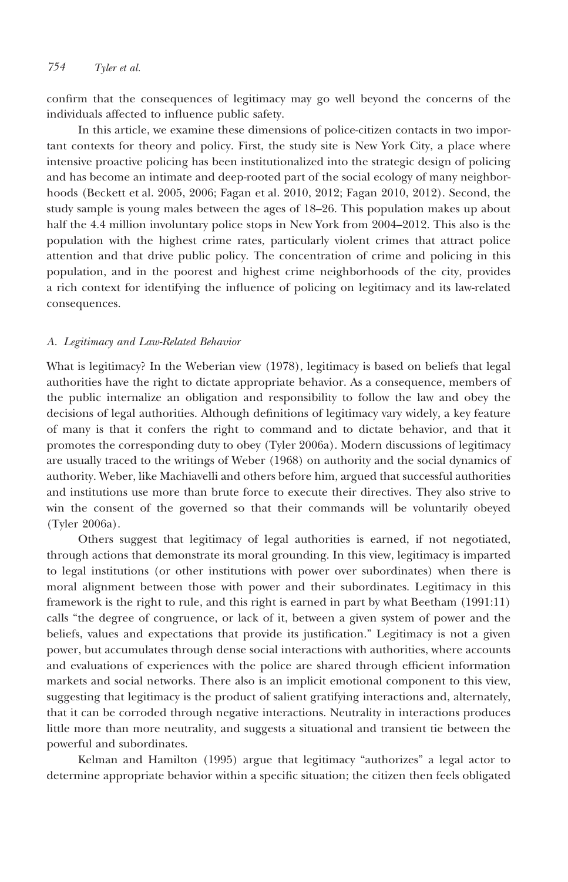confirm that the consequences of legitimacy may go well beyond the concerns of the individuals affected to influence public safety.

In this article, we examine these dimensions of police-citizen contacts in two important contexts for theory and policy. First, the study site is New York City, a place where intensive proactive policing has been institutionalized into the strategic design of policing and has become an intimate and deep-rooted part of the social ecology of many neighborhoods (Beckett et al. 2005, 2006; Fagan et al. 2010, 2012; Fagan 2010, 2012). Second, the study sample is young males between the ages of 18–26. This population makes up about half the 4.4 million involuntary police stops in New York from 2004–2012. This also is the population with the highest crime rates, particularly violent crimes that attract police attention and that drive public policy. The concentration of crime and policing in this population, and in the poorest and highest crime neighborhoods of the city, provides a rich context for identifying the influence of policing on legitimacy and its law-related consequences.

### *A. Legitimacy and Law-Related Behavior*

What is legitimacy? In the Weberian view (1978), legitimacy is based on beliefs that legal authorities have the right to dictate appropriate behavior. As a consequence, members of the public internalize an obligation and responsibility to follow the law and obey the decisions of legal authorities. Although definitions of legitimacy vary widely, a key feature of many is that it confers the right to command and to dictate behavior, and that it promotes the corresponding duty to obey (Tyler 2006a). Modern discussions of legitimacy are usually traced to the writings of Weber (1968) on authority and the social dynamics of authority. Weber, like Machiavelli and others before him, argued that successful authorities and institutions use more than brute force to execute their directives. They also strive to win the consent of the governed so that their commands will be voluntarily obeyed (Tyler 2006a).

Others suggest that legitimacy of legal authorities is earned, if not negotiated, through actions that demonstrate its moral grounding. In this view, legitimacy is imparted to legal institutions (or other institutions with power over subordinates) when there is moral alignment between those with power and their subordinates. Legitimacy in this framework is the right to rule, and this right is earned in part by what Beetham (1991:11) calls "the degree of congruence, or lack of it, between a given system of power and the beliefs, values and expectations that provide its justification." Legitimacy is not a given power, but accumulates through dense social interactions with authorities, where accounts and evaluations of experiences with the police are shared through efficient information markets and social networks. There also is an implicit emotional component to this view, suggesting that legitimacy is the product of salient gratifying interactions and, alternately, that it can be corroded through negative interactions. Neutrality in interactions produces little more than more neutrality, and suggests a situational and transient tie between the powerful and subordinates.

Kelman and Hamilton (1995) argue that legitimacy "authorizes" a legal actor to determine appropriate behavior within a specific situation; the citizen then feels obligated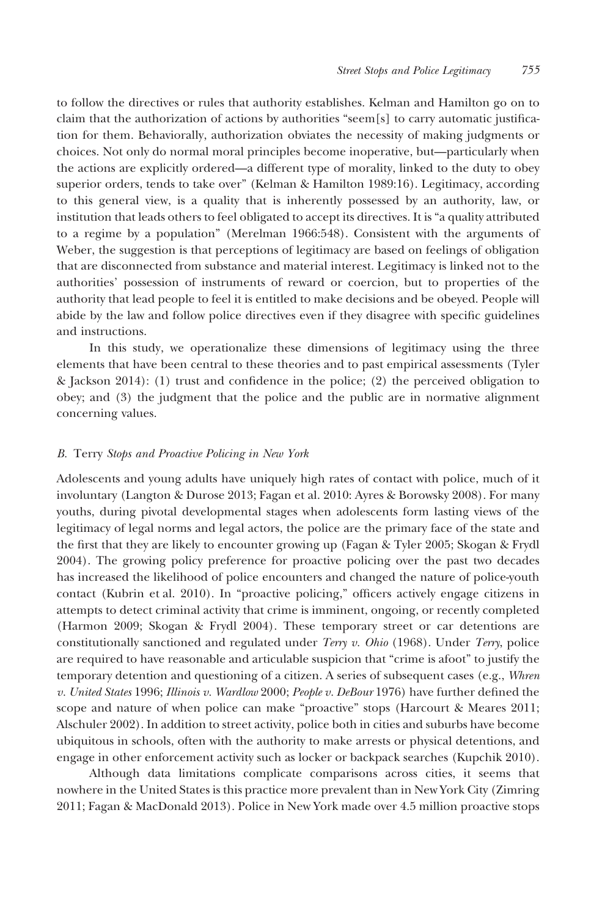to follow the directives or rules that authority establishes. Kelman and Hamilton go on to claim that the authorization of actions by authorities "seem[s] to carry automatic justification for them. Behaviorally, authorization obviates the necessity of making judgments or choices. Not only do normal moral principles become inoperative, but—particularly when the actions are explicitly ordered—a different type of morality, linked to the duty to obey superior orders, tends to take over" (Kelman & Hamilton 1989:16). Legitimacy, according to this general view, is a quality that is inherently possessed by an authority, law, or institution that leads others to feel obligated to accept its directives. It is "a quality attributed to a regime by a population" (Merelman 1966:548). Consistent with the arguments of Weber, the suggestion is that perceptions of legitimacy are based on feelings of obligation that are disconnected from substance and material interest. Legitimacy is linked not to the authorities' possession of instruments of reward or coercion, but to properties of the authority that lead people to feel it is entitled to make decisions and be obeyed. People will abide by the law and follow police directives even if they disagree with specific guidelines and instructions.

In this study, we operationalize these dimensions of legitimacy using the three elements that have been central to these theories and to past empirical assessments (Tyler & Jackson 2014): (1) trust and confidence in the police; (2) the perceived obligation to obey; and (3) the judgment that the police and the public are in normative alignment concerning values.

### B. *Terry Stops and Proactive Policing in New York*

Adolescents and young adults have uniquely high rates of contact with police, much of it involuntary (Langton & Durose 2013; Fagan et al. 2010: Ayres & Borowsky 2008). For many youths, during pivotal developmental stages when adolescents form lasting views of the legitimacy of legal norms and legal actors, the police are the primary face of the state and the first that they are likely to encounter growing up (Fagan & Tyler 2005; Skogan & Frydl 2004). The growing policy preference for proactive policing over the past two decades has increased the likelihood of police encounters and changed the nature of police-youth contact (Kubrin et al. 2010). In "proactive policing," officers actively engage citizens in attempts to detect criminal activity that crime is imminent, ongoing, or recently completed (Harmon 2009; Skogan & Frydl 2004). These temporary street or car detentions are constitutionally sanctioned and regulated under *Terry v. Ohio* (1968). Under *Terry*, police are required to have reasonable and articulable suspicion that "crime is afoot" to justify the temporary detention and questioning of a citizen. A series of subsequent cases (e.g., *Whren v. United States* 1996; *Illinois v. Wardlow* 2000; *People v. DeBour* 1976) have further defined the scope and nature of when police can make "proactive" stops (Harcourt & Meares 2011; Alschuler 2002). In addition to street activity, police both in cities and suburbs have become ubiquitous in schools, often with the authority to make arrests or physical detentions, and engage in other enforcement activity such as locker or backpack searches (Kupchik 2010).

Although data limitations complicate comparisons across cities, it seems that nowhere in the United States is this practice more prevalent than in New York City (Zimring 2011; Fagan & MacDonald 2013). Police in New York made over 4.5 million proactive stops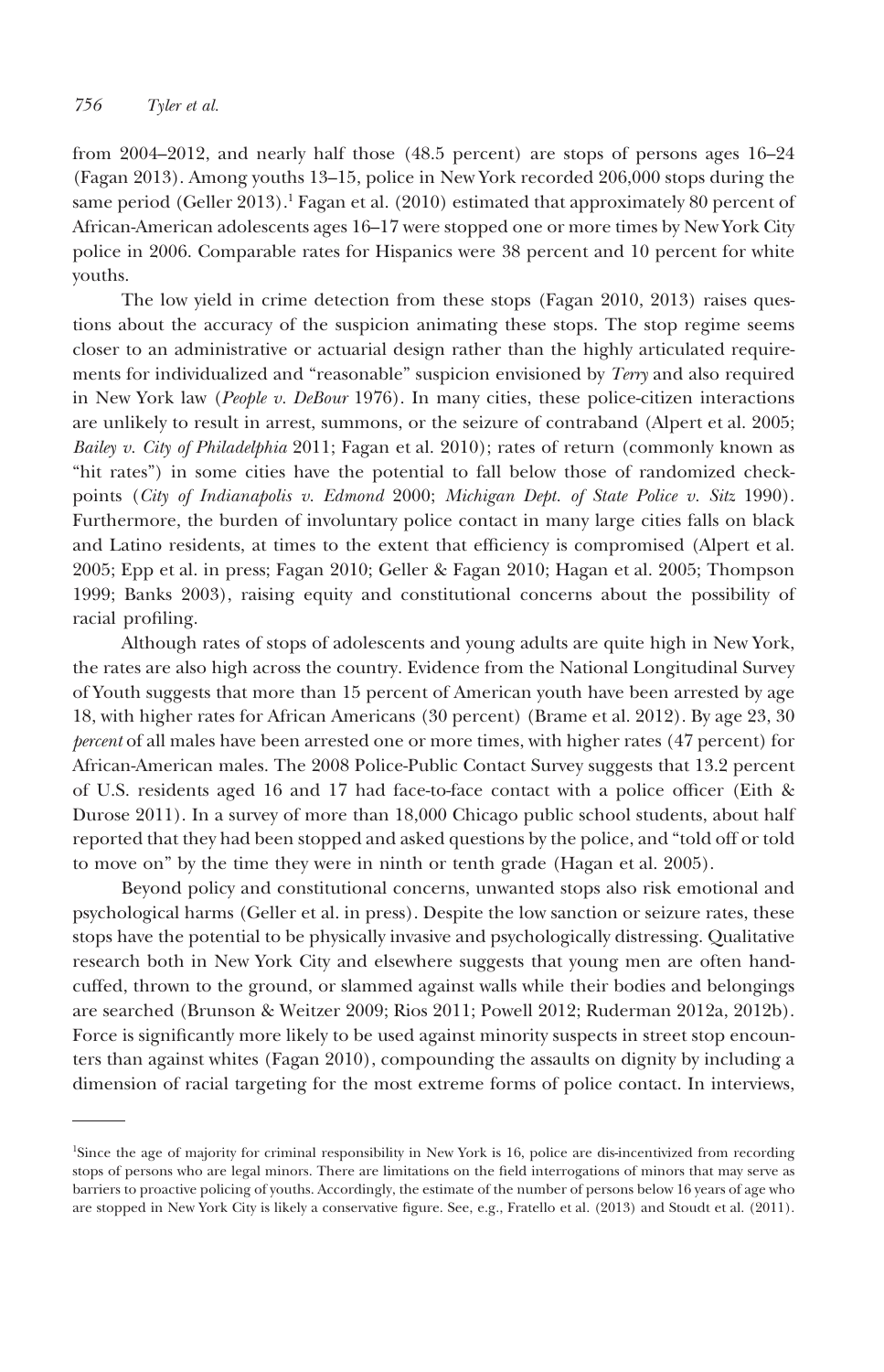from 2004–2012, and nearly half those (48.5 percent) are stops of persons ages 16–24 (Fagan 2013). Among youths 13–15, police in New York recorded 206,000 stops during the same period (Geller 2013).[1] Fagan et al. (2010) estimated that approximately 80 percent of African-American adolescents ages 16–17 were stopped one or more times by New York City police in 2006. Comparable rates for Hispanics were 38 percent and 10 percent for white youths.

The low yield in crime detection from these stops (Fagan 2010, 2013) raises questions about the accuracy of the suspicion animating these stops. The stop regime seems closer to an administrative or actuarial design rather than the highly articulated requirements for individualized and "reasonable" suspicion envisioned by *Terry* and also required in New York law (*People v. DeBour* 1976). In many cities, these police-citizen interactions are unlikely to result in arrest, summons, or the seizure of contraband (Alpert et al. 2005; *Bailey v. City of Philadelphia* 2011; Fagan et al. 2010); rates of return (commonly known as "hit rates") in some cities have the potential to fall below those of randomized checkpoints (*City of Indianapolis v. Edmond* 2000; *Michigan Dept. of State Police v. Sitz* 1990). Furthermore, the burden of involuntary police contact in many large cities falls on black and Latino residents, at times to the extent that efficiency is compromised (Alpert et al. 2005; Epp et al. in press; Fagan 2010; Geller & Fagan 2010; Hagan et al. 2005; Thompson 1999; Banks 2003), raising equity and constitutional concerns about the possibility of racial profiling.

Although rates of stops of adolescents and young adults are quite high in New York, the rates are also high across the country. Evidence from the National Longitudinal Survey of Youth suggests that more than 15 percent of American youth have been arrested by age 18, with higher rates for African Americans (30 percent) (Brame et al. 2012). By age 23, 30 *percent* of all males have been arrested one or more times, with higher rates (47 percent) for African-American males. The 2008 Police-Public Contact Survey suggests that 13.2 percent of U.S. residents aged 16 and 17 had face-to-face contact with a police officer (Eith & Durose 2011). In a survey of more than 18,000 Chicago public school students, about half reported that they had been stopped and asked questions by the police, and "told off or told to move on" by the time they were in ninth or tenth grade (Hagan et al. 2005).

Beyond policy and constitutional concerns, unwanted stops also risk emotional and psychological harms (Geller et al. in press). Despite the low sanction or seizure rates, these stops have the potential to be physically invasive and psychologically distressing. Qualitative research both in New York City and elsewhere suggests that young men are often handcuffed, thrown to the ground, or slammed against walls while their bodies and belongings are searched (Brunson & Weitzer 2009; Rios 2011; Powell 2012; Ruderman 2012a, 2012b). Force is significantly more likely to be used against minority suspects in street stop encounters than against whites (Fagan 2010), compounding the assaults on dignity by including a dimension of racial targeting for the most extreme forms of police contact. In interviews,

---

[1]Since the age of majority for criminal responsibility in New York is 16, police are dis-incentivized from recording stops of persons who are legal minors. There are limitations on the field interrogations of minors that may serve as barriers to proactive policing of youths. Accordingly, the estimate of the number of persons below 16 years of age who are stopped in New York City is likely a conservative figure. See, e.g., Fratello et al. (2013) and Stoudt et al. (2011).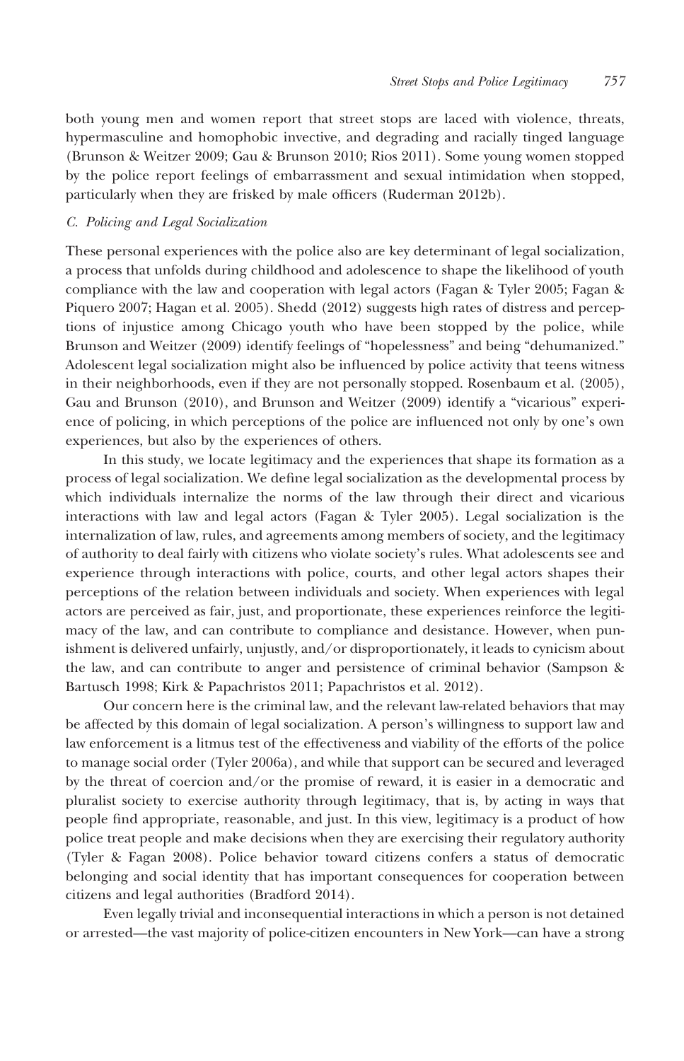both young men and women report that street stops are laced with violence, threats, hypermasculine and homophobic invective, and degrading and racially tinged language (Brunson & Weitzer 2009; Gau & Brunson 2010; Rios 2011). Some young women stopped by the police report feelings of embarrassment and sexual intimidation when stopped, particularly when they are frisked by male officers (Ruderman 2012b).

### *C. Policing and Legal Socialization*

These personal experiences with the police also are key determinant of legal socialization, a process that unfolds during childhood and adolescence to shape the likelihood of youth compliance with the law and cooperation with legal actors (Fagan & Tyler 2005; Fagan & Piquero 2007; Hagan et al. 2005). Shedd (2012) suggests high rates of distress and perceptions of injustice among Chicago youth who have been stopped by the police, while Brunson and Weitzer (2009) identify feelings of "hopelessness" and being "dehumanized." Adolescent legal socialization might also be influenced by police activity that teens witness in their neighborhoods, even if they are not personally stopped. Rosenbaum et al. (2005), Gau and Brunson (2010), and Brunson and Weitzer (2009) identify a "vicarious" experience of policing, in which perceptions of the police are influenced not only by one's own experiences, but also by the experiences of others.

In this study, we locate legitimacy and the experiences that shape its formation as a process of legal socialization. We define legal socialization as the developmental process by which individuals internalize the norms of the law through their direct and vicarious interactions with law and legal actors (Fagan & Tyler 2005). Legal socialization is the internalization of law, rules, and agreements among members of society, and the legitimacy of authority to deal fairly with citizens who violate society's rules. What adolescents see and experience through interactions with police, courts, and other legal actors shapes their perceptions of the relation between individuals and society. When experiences with legal actors are perceived as fair, just, and proportionate, these experiences reinforce the legitimacy of the law, and can contribute to compliance and desistance. However, when punishment is delivered unfairly, unjustly, and/or disproportionately, it leads to cynicism about the law, and can contribute to anger and persistence of criminal behavior (Sampson & Bartusch 1998; Kirk & Papachristos 2011; Papachristos et al. 2012).

Our concern here is the criminal law, and the relevant law-related behaviors that may be affected by this domain of legal socialization. A person's willingness to support law and law enforcement is a litmus test of the effectiveness and viability of the efforts of the police to manage social order (Tyler 2006a), and while that support can be secured and leveraged by the threat of coercion and/or the promise of reward, it is easier in a democratic and pluralist society to exercise authority through legitimacy, that is, by acting in ways that people find appropriate, reasonable, and just. In this view, legitimacy is a product of how police treat people and make decisions when they are exercising their regulatory authority (Tyler & Fagan 2008). Police behavior toward citizens confers a status of democratic belonging and social identity that has important consequences for cooperation between citizens and legal authorities (Bradford 2014).

Even legally trivial and inconsequential interactions in which a person is not detained or arrested—the vast majority of police-citizen encounters in New York—can have a strong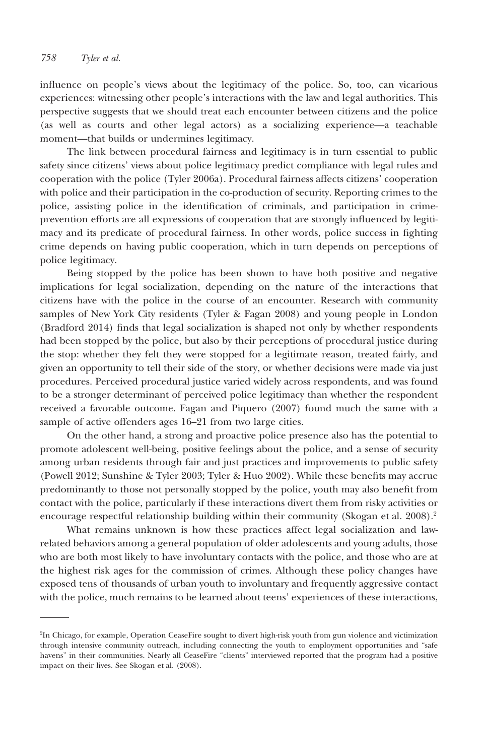influence on people's views about the legitimacy of the police. So, too, can vicarious experiences: witnessing other people's interactions with the law and legal authorities. This perspective suggests that we should treat each encounter between citizens and the police (as well as courts and other legal actors) as a socializing experience—a teachable moment—that builds or undermines legitimacy.

The link between procedural fairness and legitimacy is in turn essential to public safety since citizens' views about police legitimacy predict compliance with legal rules and cooperation with the police (Tyler 2006a). Procedural fairness affects citizens' cooperation with police and their participation in the co-production of security. Reporting crimes to the police, assisting police in the identification of criminals, and participation in crime-prevention efforts are all expressions of cooperation that are strongly influenced by legitimacy and its predicate of procedural fairness. In other words, police success in fighting crime depends on having public cooperation, which in turn depends on perceptions of police legitimacy.

Being stopped by the police has been shown to have both positive and negative implications for legal socialization, depending on the nature of the interactions that citizens have with the police in the course of an encounter. Research with community samples of New York City residents (Tyler & Fagan 2008) and young people in London (Bradford 2014) finds that legal socialization is shaped not only by whether respondents had been stopped by the police, but also by their perceptions of procedural justice during the stop: whether they felt they were stopped for a legitimate reason, treated fairly, and given an opportunity to tell their side of the story, or whether decisions were made via just procedures. Perceived procedural justice varied widely across respondents, and was found to be a stronger determinant of perceived police legitimacy than whether the respondent received a favorable outcome. Fagan and Piquero (2007) found much the same with a sample of active offenders ages 16–21 from two large cities.

On the other hand, a strong and proactive police presence also has the potential to promote adolescent well-being, positive feelings about the police, and a sense of security among urban residents through fair and just practices and improvements to public safety (Powell 2012; Sunshine & Tyler 2003; Tyler & Huo 2002). While these benefits may accrue predominantly to those not personally stopped by the police, youth may also benefit from contact with the police, particularly if these interactions divert them from risky activities or encourage respectful relationship building within their community (Skogan et al. 2008).[2]

What remains unknown is how these practices affect legal socialization and law-related behaviors among a general population of older adolescents and young adults, those who are both most likely to have involuntary contacts with the police, and those who are at the highest risk ages for the commission of crimes. Although these policy changes have exposed tens of thousands of urban youth to involuntary and frequently aggressive contact with the police, much remains to be learned about teens' experiences of these interactions,

---

[2]In Chicago, for example, Operation CeaseFire sought to divert high-risk youth from gun violence and victimization through intensive community outreach, including connecting the youth to employment opportunities and "safe havens" in their communities. Nearly all CeaseFire "clients" interviewed reported that the program had a positive impact on their lives. See Skogan et al. (2008).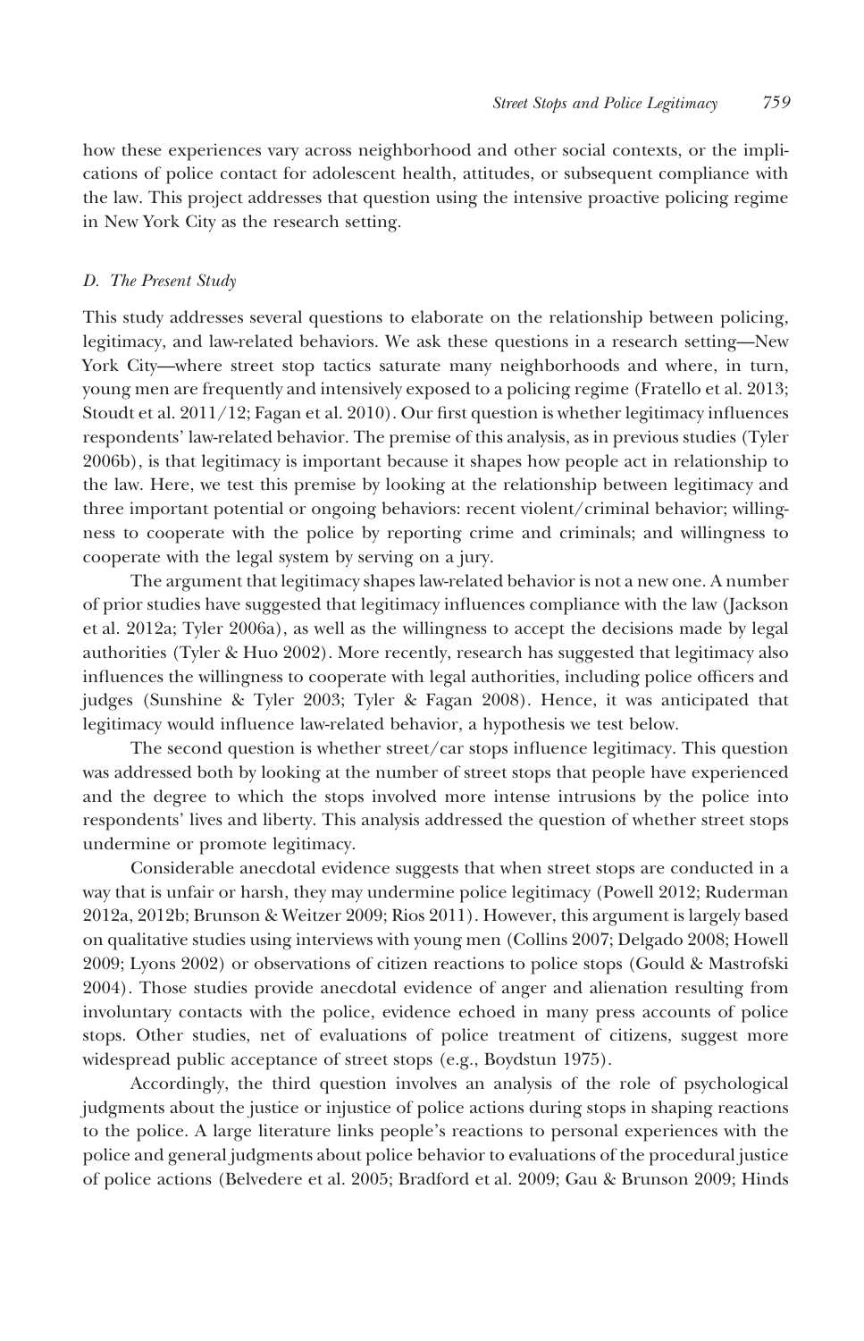how these experiences vary across neighborhood and other social contexts, or the implications of police contact for adolescent health, attitudes, or subsequent compliance with the law. This project addresses that question using the intensive proactive policing regime in New York City as the research setting.

### D. The Present Study

This study addresses several questions to elaborate on the relationship between policing, legitimacy, and law-related behaviors. We ask these questions in a research setting—New York City—where street stop tactics saturate many neighborhoods and where, in turn, young men are frequently and intensively exposed to a policing regime (Fratello et al. 2013; Stoudt et al. 2011/12; Fagan et al. 2010). Our first question is whether legitimacy influences respondents' law-related behavior. The premise of this analysis, as in previous studies (Tyler 2006b), is that legitimacy is important because it shapes how people act in relationship to the law. Here, we test this premise by looking at the relationship between legitimacy and three important potential or ongoing behaviors: recent violent/criminal behavior; willingness to cooperate with the police by reporting crime and criminals; and willingness to cooperate with the legal system by serving on a jury.

The argument that legitimacy shapes law-related behavior is not a new one. A number of prior studies have suggested that legitimacy influences compliance with the law (Jackson et al. 2012a; Tyler 2006a), as well as the willingness to accept the decisions made by legal authorities (Tyler & Huo 2002). More recently, research has suggested that legitimacy also influences the willingness to cooperate with legal authorities, including police officers and judges (Sunshine & Tyler 2003; Tyler & Fagan 2008). Hence, it was anticipated that legitimacy would influence law-related behavior, a hypothesis we test below.

The second question is whether street/car stops influence legitimacy. This question was addressed both by looking at the number of street stops that people have experienced and the degree to which the stops involved more intense intrusions by the police into respondents' lives and liberty. This analysis addressed the question of whether street stops undermine or promote legitimacy.

Considerable anecdotal evidence suggests that when street stops are conducted in a way that is unfair or harsh, they may undermine police legitimacy (Powell 2012; Ruderman 2012a, 2012b; Brunson & Weitzer 2009; Rios 2011). However, this argument is largely based on qualitative studies using interviews with young men (Collins 2007; Delgado 2008; Howell 2009; Lyons 2002) or observations of citizen reactions to police stops (Gould & Mastrofski 2004). Those studies provide anecdotal evidence of anger and alienation resulting from involuntary contacts with the police, evidence echoed in many press accounts of police stops. Other studies, net of evaluations of police treatment of citizens, suggest more widespread public acceptance of street stops (e.g., Boydstun 1975).

Accordingly, the third question involves an analysis of the role of psychological judgments about the justice or injustice of police actions during stops in shaping reactions to the police. A large literature links people's reactions to personal experiences with the police and general judgments about police behavior to evaluations of the procedural justice of police actions (Belvedere et al. 2005; Bradford et al. 2009; Gau & Brunson 2009; Hinds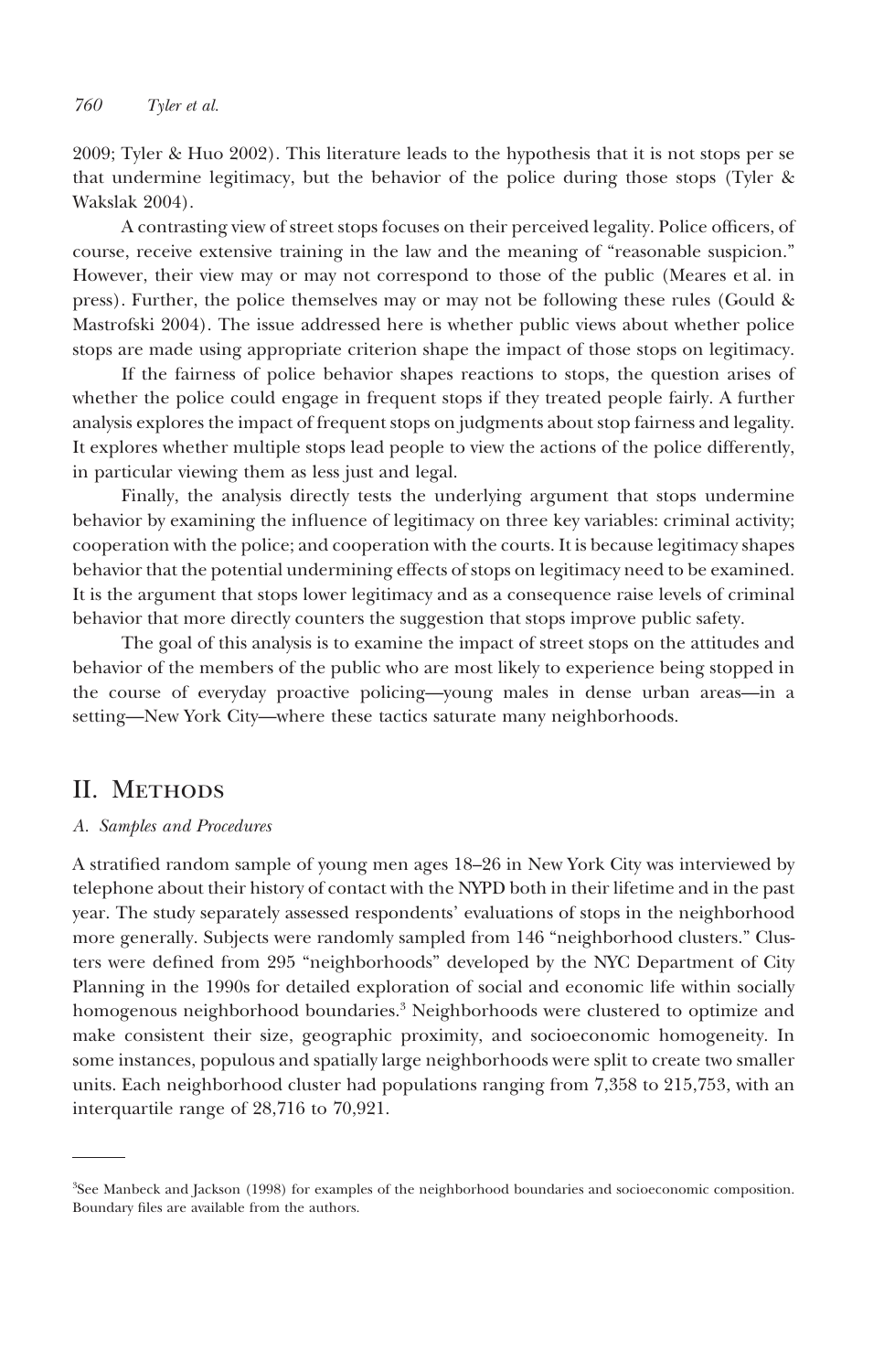2009; Tyler & Huo 2002). This literature leads to the hypothesis that it is not stops per se that undermine legitimacy, but the behavior of the police during those stops (Tyler & Wakslak 2004).

A contrasting view of street stops focuses on their perceived legality. Police officers, of course, receive extensive training in the law and the meaning of "reasonable suspicion." However, their view may or may not correspond to those of the public (Meares et al. in press). Further, the police themselves may or may not be following these rules (Gould & Mastrofski 2004). The issue addressed here is whether public views about whether police stops are made using appropriate criterion shape the impact of those stops on legitimacy.

If the fairness of police behavior shapes reactions to stops, the question arises of whether the police could engage in frequent stops if they treated people fairly. A further analysis explores the impact of frequent stops on judgments about stop fairness and legality. It explores whether multiple stops lead people to view the actions of the police differently, in particular viewing them as less just and legal.

Finally, the analysis directly tests the underlying argument that stops undermine behavior by examining the influence of legitimacy on three key variables: criminal activity; cooperation with the police; and cooperation with the courts. It is because legitimacy shapes behavior that the potential undermining effects of stops on legitimacy need to be examined. It is the argument that stops lower legitimacy and as a consequence raise levels of criminal behavior that more directly counters the suggestion that stops improve public safety.

The goal of this analysis is to examine the impact of street stops on the attitudes and behavior of the members of the public who are most likely to experience being stopped in the course of everyday proactive policing—young males in dense urban areas—in a setting—New York City—where these tactics saturate many neighborhoods.

## II. Methods

### *A. Samples and Procedures*

A stratified random sample of young men ages 18–26 in New York City was interviewed by telephone about their history of contact with the NYPD both in their lifetime and in the past year. The study separately assessed respondents' evaluations of stops in the neighborhood more generally. Subjects were randomly sampled from 146 "neighborhood clusters." Clusters were defined from 295 "neighborhoods" developed by the NYC Department of City Planning in the 1990s for detailed exploration of social and economic life within socially homogenous neighborhood boundaries.[3] Neighborhoods were clustered to optimize and make consistent their size, geographic proximity, and socioeconomic homogeneity. In some instances, populous and spatially large neighborhoods were split to create two smaller units. Each neighborhood cluster had populations ranging from 7,358 to 215,753, with an interquartile range of 28,716 to 70,921.

---

[3]See Manbeck and Jackson (1998) for examples of the neighborhood boundaries and socioeconomic composition. Boundary files are available from the authors.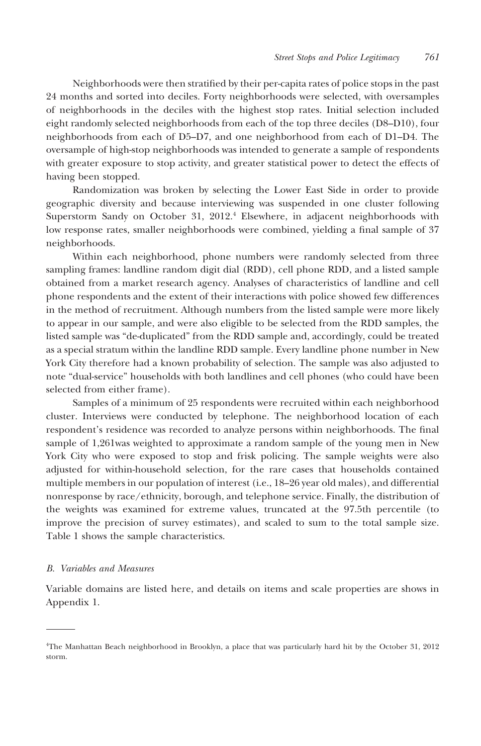Neighborhoods were then stratified by their per-capita rates of police stops in the past 24 months and sorted into deciles. Forty neighborhoods were selected, with oversamples of neighborhoods in the deciles with the highest stop rates. Initial selection included eight randomly selected neighborhoods from each of the top three deciles (D8–D10), four neighborhoods from each of D5–D7, and one neighborhood from each of D1–D4. The oversample of high-stop neighborhoods was intended to generate a sample of respondents with greater exposure to stop activity, and greater statistical power to detect the effects of having been stopped.

Randomization was broken by selecting the Lower East Side in order to provide geographic diversity and because interviewing was suspended in one cluster following Superstorm Sandy on October 31, 2012.[4] Elsewhere, in adjacent neighborhoods with low response rates, smaller neighborhoods were combined, yielding a final sample of 37 neighborhoods.

Within each neighborhood, phone numbers were randomly selected from three sampling frames: landline random digit dial (RDD), cell phone RDD, and a listed sample obtained from a market research agency. Analyses of characteristics of landline and cell phone respondents and the extent of their interactions with police showed few differences in the method of recruitment. Although numbers from the listed sample were more likely to appear in our sample, and were also eligible to be selected from the RDD samples, the listed sample was "de-duplicated" from the RDD sample and, accordingly, could be treated as a special stratum within the landline RDD sample. Every landline phone number in New York City therefore had a known probability of selection. The sample was also adjusted to note "dual-service" households with both landlines and cell phones (who could have been selected from either frame).

Samples of a minimum of 25 respondents were recruited within each neighborhood cluster. Interviews were conducted by telephone. The neighborhood location of each respondent's residence was recorded to analyze persons within neighborhoods. The final sample of 1,261was weighted to approximate a random sample of the young men in New York City who were exposed to stop and frisk policing. The sample weights were also adjusted for within-household selection, for the rare cases that households contained multiple members in our population of interest (i.e., 18–26 year old males), and differential nonresponse by race/ethnicity, borough, and telephone service. Finally, the distribution of the weights was examined for extreme values, truncated at the 97.5th percentile (to improve the precision of survey estimates), and scaled to sum to the total sample size. Table 1 shows the sample characteristics.

### *B. Variables and Measures*

Variable domains are listed here, and details on items and scale properties are shows in Appendix 1.

---

[4]The Manhattan Beach neighborhood in Brooklyn, a place that was particularly hard hit by the October 31, 2012 storm.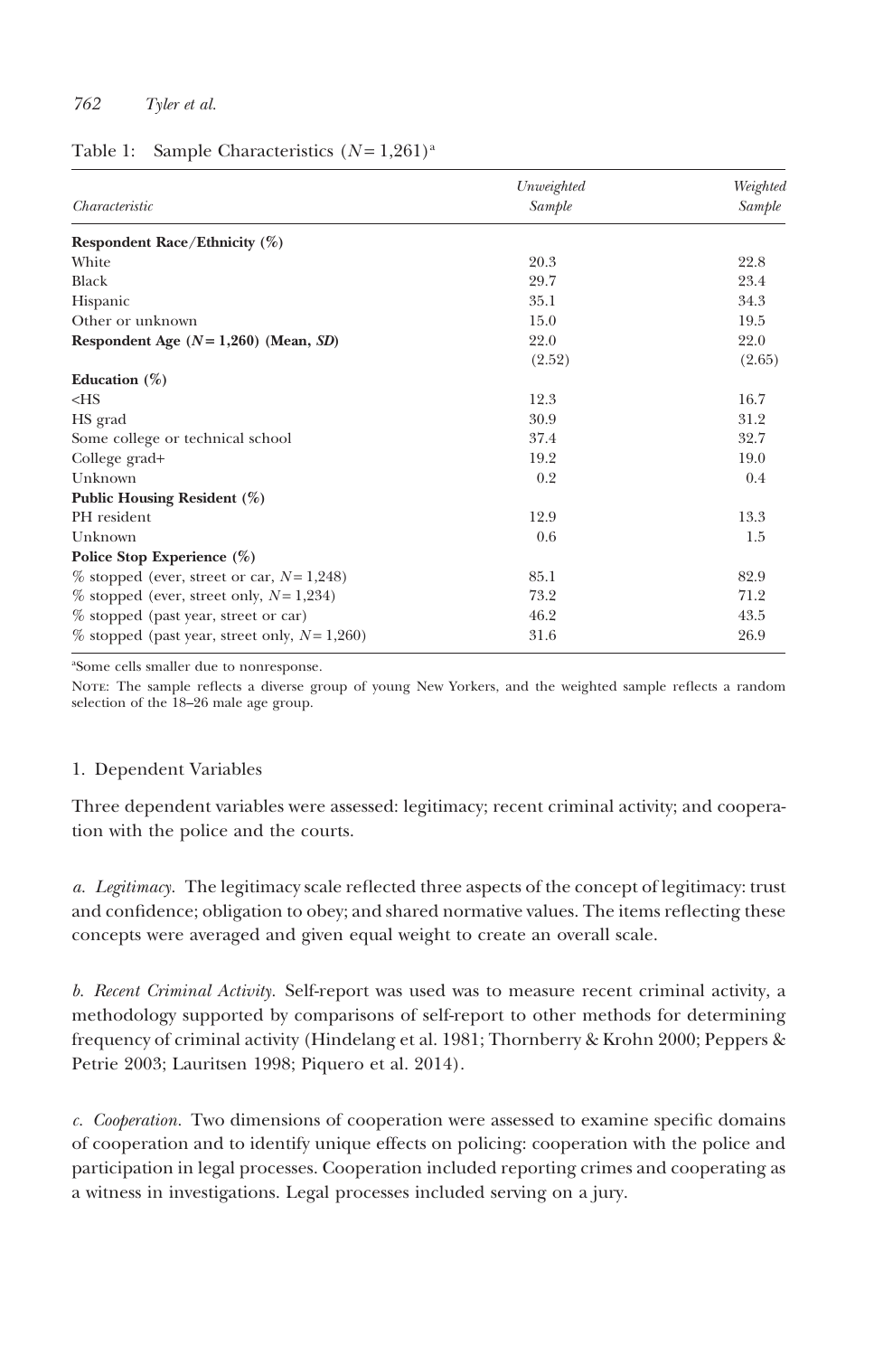Table 1: Sample Characteristics ($N = 1{,}261$)[a]

| *Characteristic* | *Unweighted Sample* | *Weighted Sample* |
|---|---|---|
| **Respondent Race/Ethnicity (%)** | | |
| White | 20.3 | 22.8 |
| Black | 29.7 | 23.4 |
| Hispanic | 35.1 | 34.3 |
| Other or unknown | 15.0 | 19.5 |
| **Respondent Age ($N = 1{,}260$) (Mean, *SD*)** | 22.0 | 22.0 |
| | (2.52) | (2.65) |
| **Education (%)** | | |
| <HS | 12.3 | 16.7 |
| HS grad | 30.9 | 31.2 |
| Some college or technical school | 37.4 | 32.7 |
| College grad+ | 19.2 | 19.0 |
| Unknown | 0.2 | 0.4 |
| **Public Housing Resident (%)** | | |
| PH resident | 12.9 | 13.3 |
| Unknown | 0.6 | 1.5 |
| **Police Stop Experience (%)** | | |
| % stopped (ever, street or car, $N = 1{,}248$) | 85.1 | 82.9 |
| % stopped (ever, street only, $N = 1{,}234$) | 73.2 | 71.2 |
| % stopped (past year, street or car) | 46.2 | 43.5 |
| % stopped (past year, street only, $N = 1{,}260$) | 31.6 | 26.9 |

[a]Some cells smaller due to nonresponse.

NOTE: The sample reflects a diverse group of young New Yorkers, and the weighted sample reflects a random selection of the 18–26 male age group.

1. Dependent Variables

Three dependent variables were assessed: legitimacy; recent criminal activity; and cooperation with the police and the courts.

*a. Legitimacy.* The legitimacy scale reflected three aspects of the concept of legitimacy: trust and confidence; obligation to obey; and shared normative values. The items reflecting these concepts were averaged and given equal weight to create an overall scale.

*b. Recent Criminal Activity.* Self-report was used was to measure recent criminal activity, a methodology supported by comparisons of self-report to other methods for determining frequency of criminal activity (Hindelang et al. 1981; Thornberry & Krohn 2000; Peppers & Petrie 2003; Lauritsen 1998; Piquero et al. 2014).

*c. Cooperation.* Two dimensions of cooperation were assessed to examine specific domains of cooperation and to identify unique effects on policing: cooperation with the police and participation in legal processes. Cooperation included reporting crimes and cooperating as a witness in investigations. Legal processes included serving on a jury.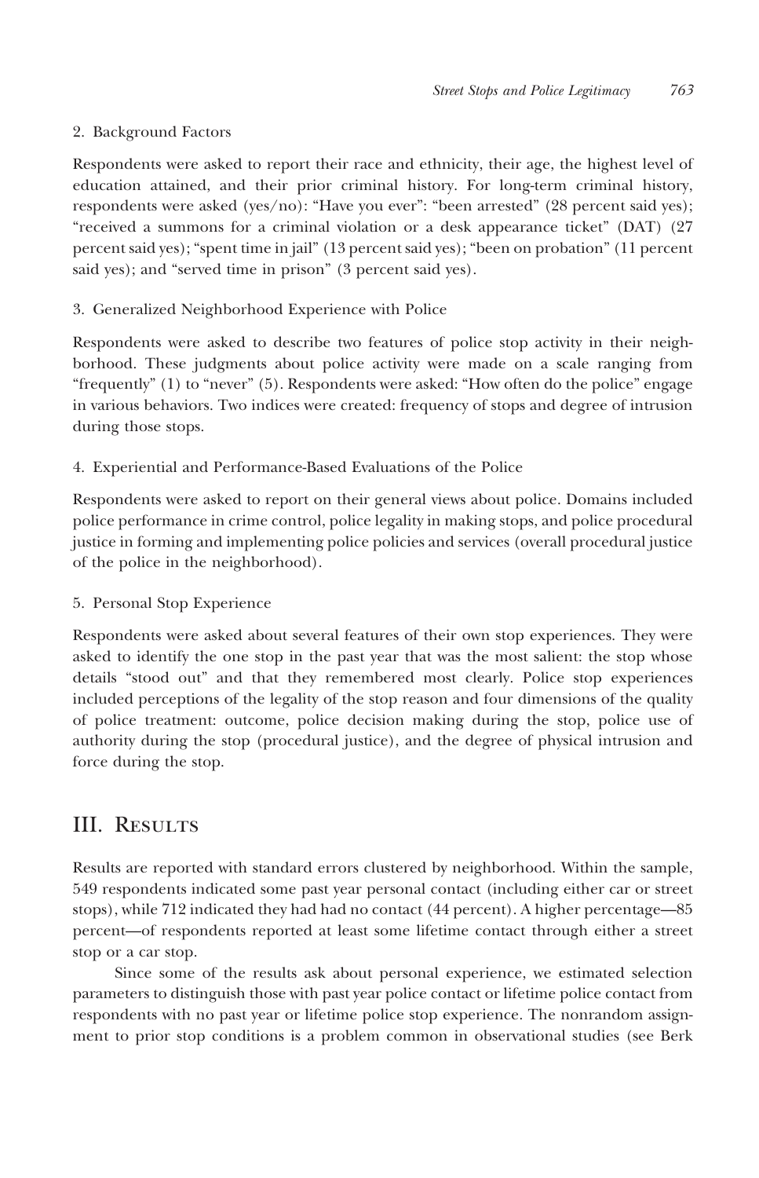### 2. Background Factors

Respondents were asked to report their race and ethnicity, their age, the highest level of education attained, and their prior criminal history. For long-term criminal history, respondents were asked (yes/no): "Have you ever": "been arrested" (28 percent said yes); "received a summons for a criminal violation or a desk appearance ticket" (DAT) (27 percent said yes); "spent time in jail" (13 percent said yes); "been on probation" (11 percent said yes); and "served time in prison" (3 percent said yes).

### 3. Generalized Neighborhood Experience with Police

Respondents were asked to describe two features of police stop activity in their neighborhood. These judgments about police activity were made on a scale ranging from "frequently" (1) to "never" (5). Respondents were asked: "How often do the police" engage in various behaviors. Two indices were created: frequency of stops and degree of intrusion during those stops.

### 4. Experiential and Performance-Based Evaluations of the Police

Respondents were asked to report on their general views about police. Domains included police performance in crime control, police legality in making stops, and police procedural justice in forming and implementing police policies and services (overall procedural justice of the police in the neighborhood).

### 5. Personal Stop Experience

Respondents were asked about several features of their own stop experiences. They were asked to identify the one stop in the past year that was the most salient: the stop whose details "stood out" and that they remembered most clearly. Police stop experiences included perceptions of the legality of the stop reason and four dimensions of the quality of police treatment: outcome, police decision making during the stop, police use of authority during the stop (procedural justice), and the degree of physical intrusion and force during the stop.

## III. Results

Results are reported with standard errors clustered by neighborhood. Within the sample, 549 respondents indicated some past year personal contact (including either car or street stops), while 712 indicated they had had no contact (44 percent). A higher percentage—85 percent—of respondents reported at least some lifetime contact through either a street stop or a car stop.

Since some of the results ask about personal experience, we estimated selection parameters to distinguish those with past year police contact or lifetime police contact from respondents with no past year or lifetime police stop experience. The nonrandom assignment to prior stop conditions is a problem common in observational studies (see Berk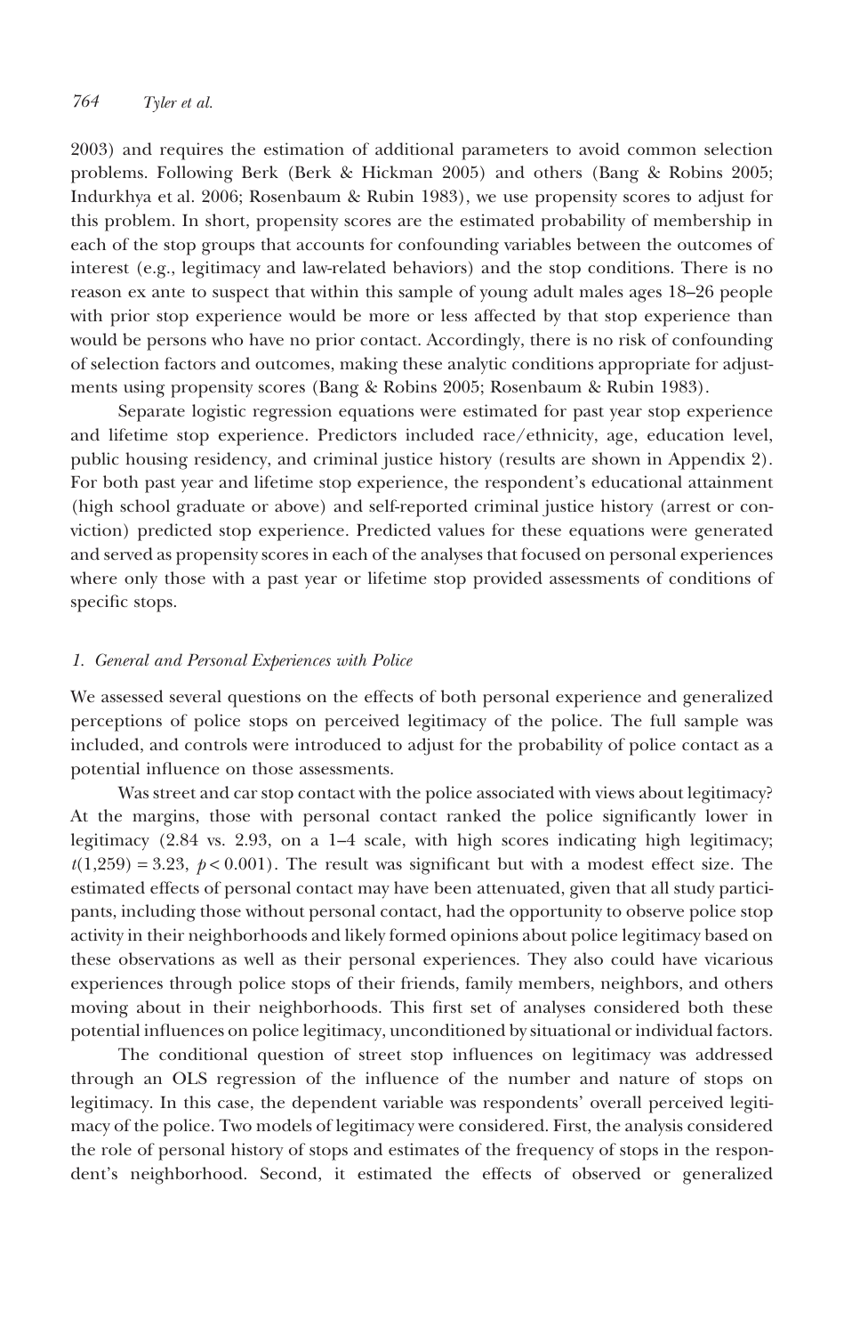2003) and requires the estimation of additional parameters to avoid common selection problems. Following Berk (Berk & Hickman 2005) and others (Bang & Robins 2005; Indurkhya et al. 2006; Rosenbaum & Rubin 1983), we use propensity scores to adjust for this problem. In short, propensity scores are the estimated probability of membership in each of the stop groups that accounts for confounding variables between the outcomes of interest (e.g., legitimacy and law-related behaviors) and the stop conditions. There is no reason ex ante to suspect that within this sample of young adult males ages 18–26 people with prior stop experience would be more or less affected by that stop experience than would be persons who have no prior contact. Accordingly, there is no risk of confounding of selection factors and outcomes, making these analytic conditions appropriate for adjustments using propensity scores (Bang & Robins 2005; Rosenbaum & Rubin 1983).

Separate logistic regression equations were estimated for past year stop experience and lifetime stop experience. Predictors included race/ethnicity, age, education level, public housing residency, and criminal justice history (results are shown in Appendix 2). For both past year and lifetime stop experience, the respondent's educational attainment (high school graduate or above) and self-reported criminal justice history (arrest or conviction) predicted stop experience. Predicted values for these equations were generated and served as propensity scores in each of the analyses that focused on personal experiences where only those with a past year or lifetime stop provided assessments of conditions of specific stops.

### *1. General and Personal Experiences with Police*

We assessed several questions on the effects of both personal experience and generalized perceptions of police stops on perceived legitimacy of the police. The full sample was included, and controls were introduced to adjust for the probability of police contact as a potential influence on those assessments.

Was street and car stop contact with the police associated with views about legitimacy? At the margins, those with personal contact ranked the police significantly lower in legitimacy (2.84 vs. 2.93, on a 1–4 scale, with high scores indicating high legitimacy; $t(1{,}259) = 3.23$, $p < 0.001$). The result was significant but with a modest effect size. The estimated effects of personal contact may have been attenuated, given that all study participants, including those without personal contact, had the opportunity to observe police stop activity in their neighborhoods and likely formed opinions about police legitimacy based on these observations as well as their personal experiences. They also could have vicarious experiences through police stops of their friends, family members, neighbors, and others moving about in their neighborhoods. This first set of analyses considered both these potential influences on police legitimacy, unconditioned by situational or individual factors.

The conditional question of street stop influences on legitimacy was addressed through an OLS regression of the influence of the number and nature of stops on legitimacy. In this case, the dependent variable was respondents' overall perceived legitimacy of the police. Two models of legitimacy were considered. First, the analysis considered the role of personal history of stops and estimates of the frequency of stops in the respondent's neighborhood. Second, it estimated the effects of observed or generalized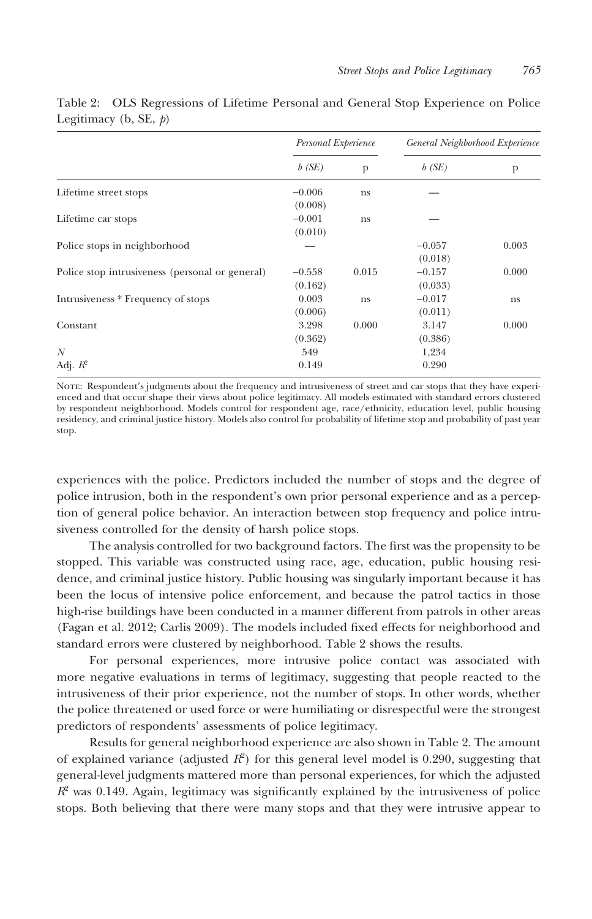Table 2: OLS Regressions of Lifetime Personal and General Stop Experience on Police Legitimacy (b, SE, *p*)

| | *Personal Experience* | | *General Neighborhood Experience* | |
|---|---|---|---|---|
| | *b (SE)* | p | *b (SE)* | p |
| Lifetime street stops | −0.006 (0.008) | ns | — | |
| Lifetime car stops | −0.001 (0.010) | ns | — | |
| Police stops in neighborhood | — | | −0.057 (0.018) | 0.003 |
| Police stop intrusiveness (personal or general) | −0.558 (0.162) | 0.015 | −0.157 (0.033) | 0.000 |
| Intrusiveness * Frequency of stops | 0.003 (0.006) | ns | −0.017 (0.011) | ns |
| Constant | 3.298 (0.362) | 0.000 | 3.147 (0.386) | 0.000 |
| *N* | 549 | | 1,234 | |
| Adj. $R^2$ | 0.149 | | 0.290 | |

Note: Respondent's judgments about the frequency and intrusiveness of street and car stops that they have experienced and that occur shape their views about police legitimacy. All models estimated with standard errors clustered by respondent neighborhood. Models control for respondent age, race/ethnicity, education level, public housing residency, and criminal justice history. Models also control for probability of lifetime stop and probability of past year stop.

experiences with the police. Predictors included the number of stops and the degree of police intrusion, both in the respondent's own prior personal experience and as a perception of general police behavior. An interaction between stop frequency and police intrusiveness controlled for the density of harsh police stops.

The analysis controlled for two background factors. The first was the propensity to be stopped. This variable was constructed using race, age, education, public housing residence, and criminal justice history. Public housing was singularly important because it has been the locus of intensive police enforcement, and because the patrol tactics in those high-rise buildings have been conducted in a manner different from patrols in other areas (Fagan et al. 2012; Carlis 2009). The models included fixed effects for neighborhood and standard errors were clustered by neighborhood. Table 2 shows the results.

For personal experiences, more intrusive police contact was associated with more negative evaluations in terms of legitimacy, suggesting that people reacted to the intrusiveness of their prior experience, not the number of stops. In other words, whether the police threatened or used force or were humiliating or disrespectful were the strongest predictors of respondents' assessments of police legitimacy.

Results for general neighborhood experience are also shown in Table 2. The amount of explained variance (adjusted $R^2$) for this general level model is 0.290, suggesting that general-level judgments mattered more than personal experiences, for which the adjusted $R^2$ was 0.149. Again, legitimacy was significantly explained by the intrusiveness of police stops. Both believing that there were many stops and that they were intrusive appear to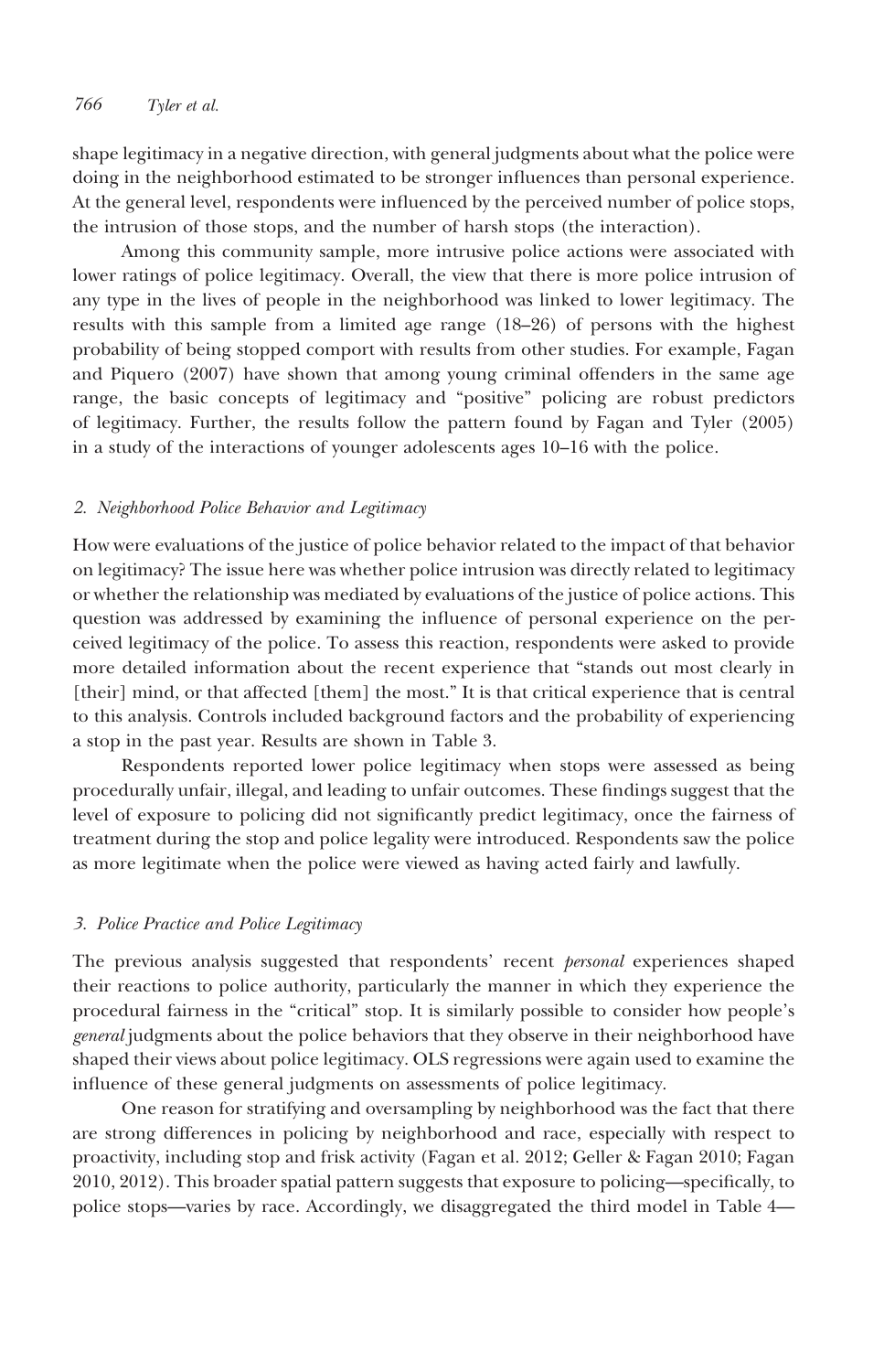shape legitimacy in a negative direction, with general judgments about what the police were doing in the neighborhood estimated to be stronger influences than personal experience. At the general level, respondents were influenced by the perceived number of police stops, the intrusion of those stops, and the number of harsh stops (the interaction).

Among this community sample, more intrusive police actions were associated with lower ratings of police legitimacy. Overall, the view that there is more police intrusion of any type in the lives of people in the neighborhood was linked to lower legitimacy. The results with this sample from a limited age range (18–26) of persons with the highest probability of being stopped comport with results from other studies. For example, Fagan and Piquero (2007) have shown that among young criminal offenders in the same age range, the basic concepts of legitimacy and "positive" policing are robust predictors of legitimacy. Further, the results follow the pattern found by Fagan and Tyler (2005) in a study of the interactions of younger adolescents ages 10–16 with the police.

### *2. Neighborhood Police Behavior and Legitimacy*

How were evaluations of the justice of police behavior related to the impact of that behavior on legitimacy? The issue here was whether police intrusion was directly related to legitimacy or whether the relationship was mediated by evaluations of the justice of police actions. This question was addressed by examining the influence of personal experience on the perceived legitimacy of the police. To assess this reaction, respondents were asked to provide more detailed information about the recent experience that "stands out most clearly in [their] mind, or that affected [them] the most." It is that critical experience that is central to this analysis. Controls included background factors and the probability of experiencing a stop in the past year. Results are shown in Table 3.

Respondents reported lower police legitimacy when stops were assessed as being procedurally unfair, illegal, and leading to unfair outcomes. These findings suggest that the level of exposure to policing did not significantly predict legitimacy, once the fairness of treatment during the stop and police legality were introduced. Respondents saw the police as more legitimate when the police were viewed as having acted fairly and lawfully.

### *3. Police Practice and Police Legitimacy*

The previous analysis suggested that respondents' recent *personal* experiences shaped their reactions to police authority, particularly the manner in which they experience the procedural fairness in the "critical" stop. It is similarly possible to consider how people's *general* judgments about the police behaviors that they observe in their neighborhood have shaped their views about police legitimacy. OLS regressions were again used to examine the influence of these general judgments on assessments of police legitimacy.

One reason for stratifying and oversampling by neighborhood was the fact that there are strong differences in policing by neighborhood and race, especially with respect to proactivity, including stop and frisk activity (Fagan et al. 2012; Geller & Fagan 2010; Fagan 2010, 2012). This broader spatial pattern suggests that exposure to policing—specifically, to police stops—varies by race. Accordingly, we disaggregated the third model in Table 4—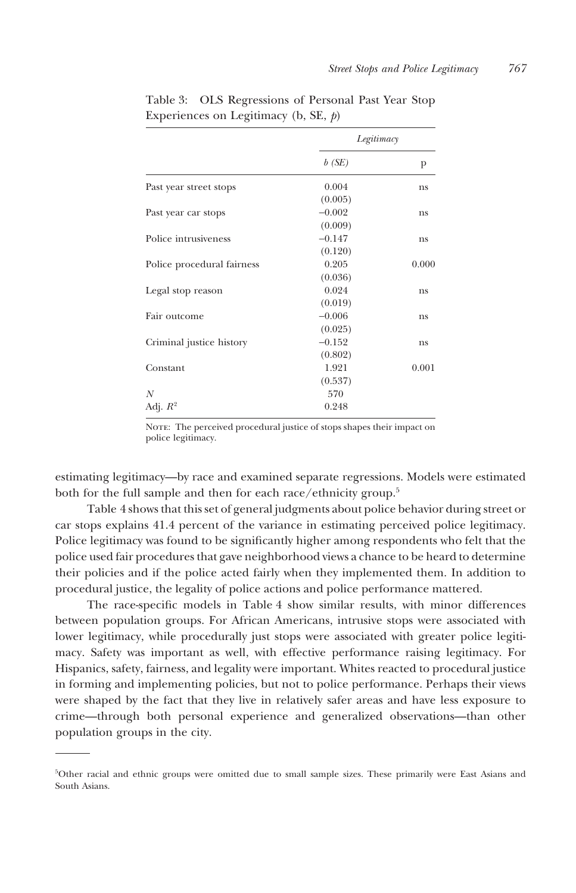Table 3: OLS Regressions of Personal Past Year Stop Experiences on Legitimacy (b, SE, *p*)

| | *Legitimacy* | |
|---|---|---|
| | *b (SE)* | p |
| Past year street stops | 0.004 (0.005) | ns |
| Past year car stops | −0.002 (0.009) | ns |
| Police intrusiveness | −0.147 (0.120) | ns |
| Police procedural fairness | 0.205 (0.036) | 0.000 |
| Legal stop reason | 0.024 (0.019) | ns |
| Fair outcome | −0.006 (0.025) | ns |
| Criminal justice history | −0.152 (0.802) | ns |
| Constant | 1.921 (0.537) | 0.001 |
| *N* | 570 | |
| Adj. $R^2$ | 0.248 | |

NOTE: The perceived procedural justice of stops shapes their impact on police legitimacy.

estimating legitimacy—by race and examined separate regressions. Models were estimated both for the full sample and then for each race/ethnicity group.[5]

Table 4 shows that this set of general judgments about police behavior during street or car stops explains 41.4 percent of the variance in estimating perceived police legitimacy. Police legitimacy was found to be significantly higher among respondents who felt that the police used fair procedures that gave neighborhood views a chance to be heard to determine their policies and if the police acted fairly when they implemented them. In addition to procedural justice, the legality of police actions and police performance mattered.

The race-specific models in Table 4 show similar results, with minor differences between population groups. For African Americans, intrusive stops were associated with lower legitimacy, while procedurally just stops were associated with greater police legitimacy. Safety was important as well, with effective performance raising legitimacy. For Hispanics, safety, fairness, and legality were important. Whites reacted to procedural justice in forming and implementing policies, but not to police performance. Perhaps their views were shaped by the fact that they live in relatively safer areas and have less exposure to crime—through both personal experience and generalized observations—than other population groups in the city.

---

[5]Other racial and ethnic groups were omitted due to small sample sizes. These primarily were East Asians and South Asians.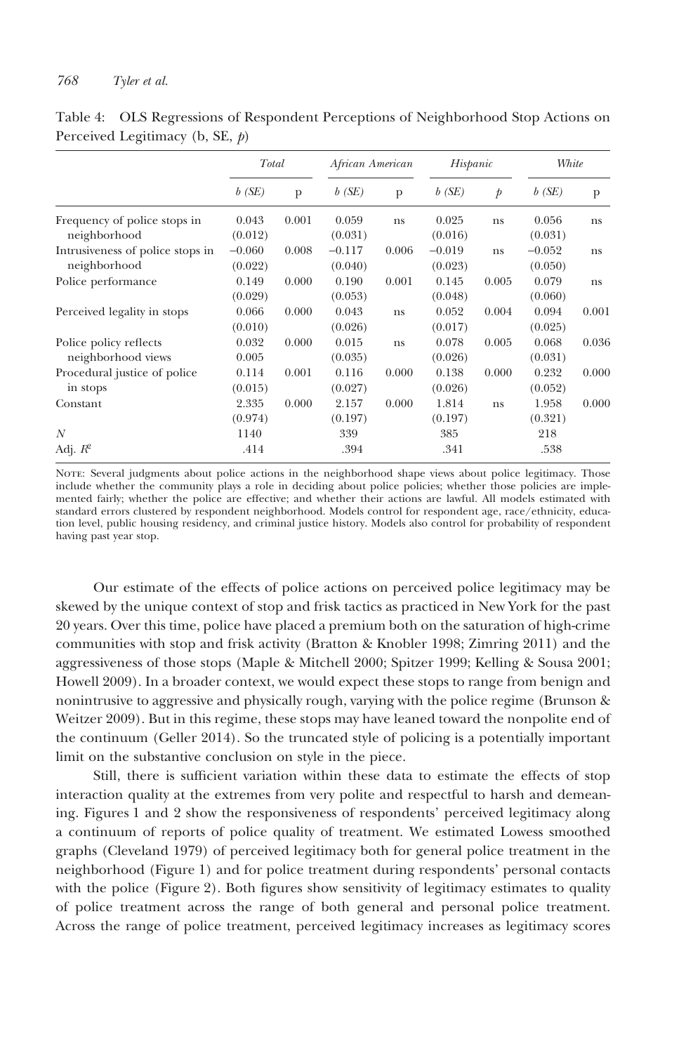Table 4: OLS Regressions of Respondent Perceptions of Neighborhood Stop Actions on Perceived Legitimacy (b, SE, *p*)

| | *Total* | | *African American* | | *Hispanic* | | *White* | |
|---|---|---|---|---|---|---|---|---|
| | *b (SE)* | p | *b (SE)* | p | *b (SE)* | *p* | *b (SE)* | p |
| Frequency of police stops in neighborhood | 0.043 (0.012) | 0.001 | 0.059 (0.031) | ns | 0.025 (0.016) | ns | 0.056 (0.031) | ns |
| Intrusiveness of police stops in neighborhood | −0.060 (0.022) | 0.008 | −0.117 (0.040) | 0.006 | −0.019 (0.023) | ns | −0.052 (0.050) | ns |
| Police performance | 0.149 (0.029) | 0.000 | 0.190 (0.053) | 0.001 | 0.145 (0.048) | 0.005 | 0.079 (0.060) | ns |
| Perceived legality in stops | 0.066 (0.010) | 0.000 | 0.043 (0.026) | ns | 0.052 (0.017) | 0.004 | 0.094 (0.025) | 0.001 |
| Police policy reflects neighborhood views | 0.032 0.005 | 0.000 | 0.015 (0.035) | ns | 0.078 (0.026) | 0.005 | 0.068 (0.031) | 0.036 |
| Procedural justice of police in stops | 0.114 (0.015) | 0.001 | 0.116 (0.027) | 0.000 | 0.138 (0.026) | 0.000 | 0.232 (0.052) | 0.000 |
| Constant | 2.335 (0.974) | 0.000 | 2.157 (0.197) | 0.000 | 1.814 (0.197) | ns | 1.958 (0.321) | 0.000 |
| *N* | 1140 | | 339 | | 385 | | 218 | |
| Adj. $R^2$ | .414 | | .394 | | .341 | | .538 | |

NOTE: Several judgments about police actions in the neighborhood shape views about police legitimacy. Those include whether the community plays a role in deciding about police policies; whether those policies are implemented fairly; whether the police are effective; and whether their actions are lawful. All models estimated with standard errors clustered by respondent neighborhood. Models control for respondent age, race/ethnicity, education level, public housing residency, and criminal justice history. Models also control for probability of respondent having past year stop.

Our estimate of the effects of police actions on perceived police legitimacy may be skewed by the unique context of stop and frisk tactics as practiced in New York for the past 20 years. Over this time, police have placed a premium both on the saturation of high-crime communities with stop and frisk activity (Bratton & Knobler 1998; Zimring 2011) and the aggressiveness of those stops (Maple & Mitchell 2000; Spitzer 1999; Kelling & Sousa 2001; Howell 2009). In a broader context, we would expect these stops to range from benign and nonintrusive to aggressive and physically rough, varying with the police regime (Brunson & Weitzer 2009). But in this regime, these stops may have leaned toward the nonpolite end of the continuum (Geller 2014). So the truncated style of policing is a potentially important limit on the substantive conclusion on style in the piece.

Still, there is sufficient variation within these data to estimate the effects of stop interaction quality at the extremes from very polite and respectful to harsh and demeaning. Figures 1 and 2 show the responsiveness of respondents' perceived legitimacy along a continuum of reports of police quality of treatment. We estimated Lowess smoothed graphs (Cleveland 1979) of perceived legitimacy both for general police treatment in the neighborhood (Figure 1) and for police treatment during respondents' personal contacts with the police (Figure 2). Both figures show sensitivity of legitimacy estimates to quality of police treatment across the range of both general and personal police treatment. Across the range of police treatment, perceived legitimacy increases as legitimacy scores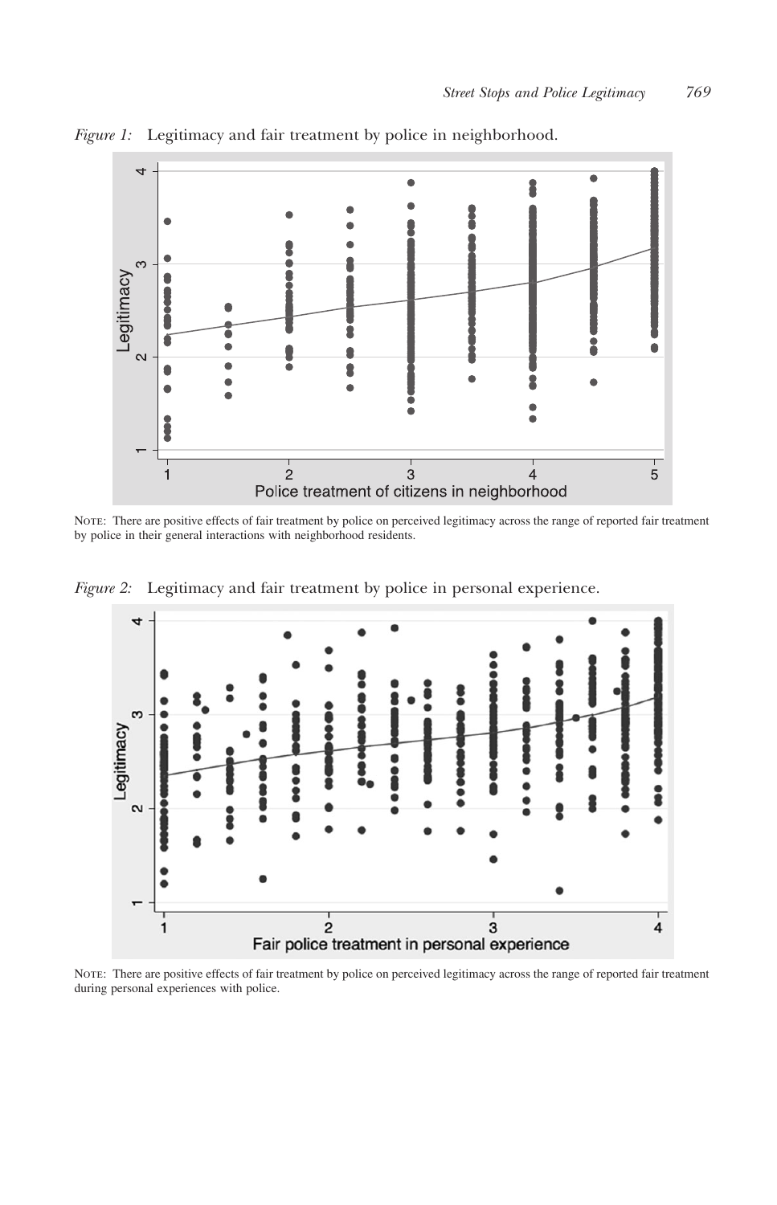*Figure 1:* Legitimacy and fair treatment by police in neighborhood.

NOTE: There are positive effects of fair treatment by police on perceived legitimacy across the range of reported fair treatment by police in their general interactions with neighborhood residents.

*Figure 2:* Legitimacy and fair treatment by police in personal experience.

NOTE: There are positive effects of fair treatment by police on perceived legitimacy across the range of reported fair treatment during personal experiences with police.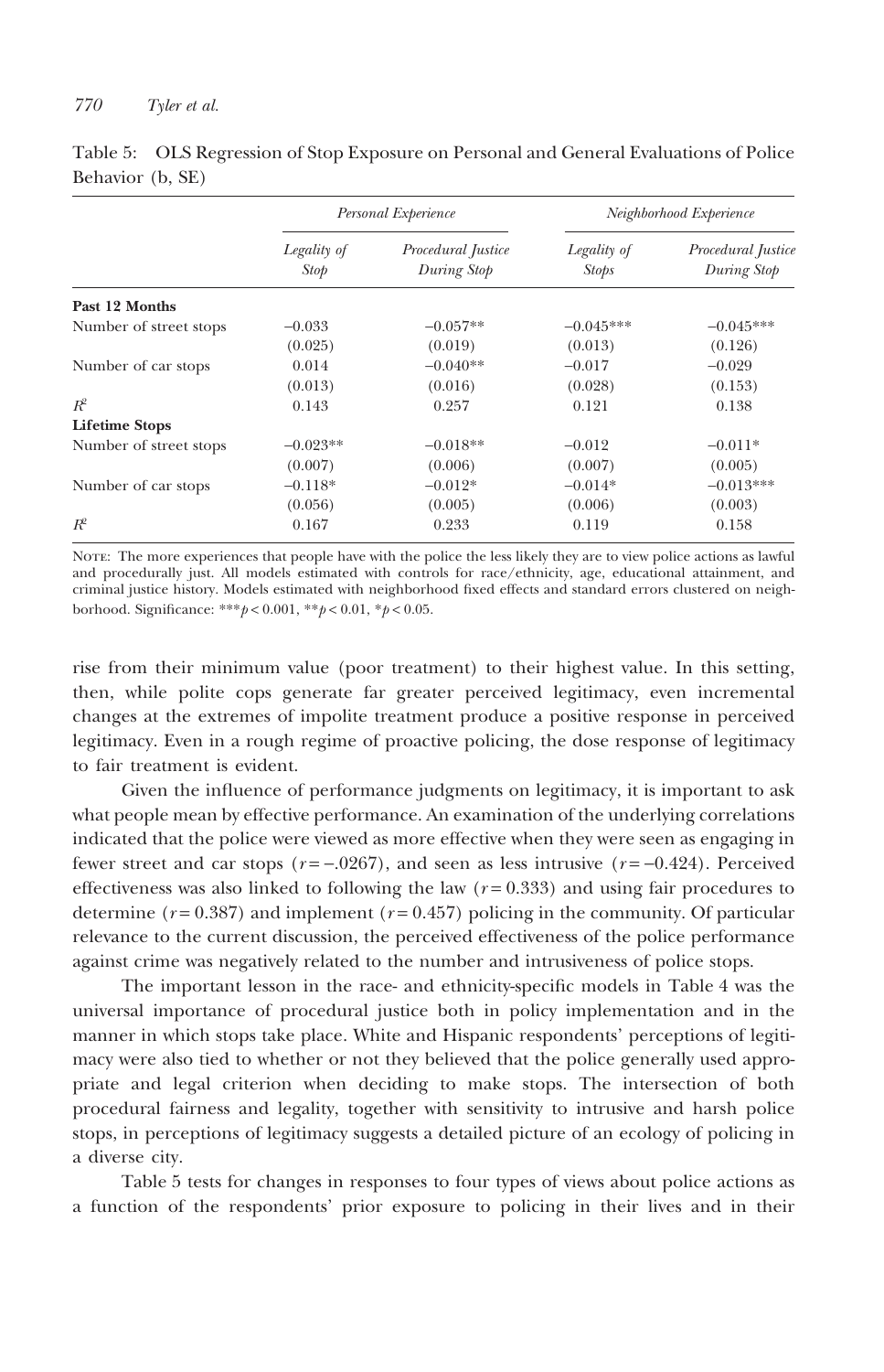Table 5: OLS Regression of Stop Exposure on Personal and General Evaluations of Police Behavior (b, SE)

| | *Personal Experience* | | *Neighborhood Experience* | |
|---|---|---|---|---|
| | *Legality of Stop* | *Procedural Justice During Stop* | *Legality of Stops* | *Procedural Justice During Stop* |
| **Past 12 Months** | | | | |
| Number of street stops | −0.033 | −0.057** | −0.045*** | −0.045*** |
| | (0.025) | (0.019) | (0.013) | (0.126) |
| Number of car stops | 0.014 | −0.040** | −0.017 | −0.029 |
| | (0.013) | (0.016) | (0.028) | (0.153) |
| $R^2$ | 0.143 | 0.257 | 0.121 | 0.138 |
| **Lifetime Stops** | | | | |
| Number of street stops | −0.023** | −0.018** | −0.012 | −0.011* |
| | (0.007) | (0.006) | (0.007) | (0.005) |
| Number of car stops | −0.118* | −0.012* | −0.014* | −0.013*** |
| | (0.056) | (0.005) | (0.006) | (0.003) |
| $R^2$ | 0.167 | 0.233 | 0.119 | 0.158 |

NOTE: The more experiences that people have with the police the less likely they are to view police actions as lawful and procedurally just. All models estimated with controls for race/ethnicity, age, educational attainment, and criminal justice history. Models estimated with neighborhood fixed effects and standard errors clustered on neighborhood. Significance: *** $p < 0.001$, ** $p < 0.01$, * $p < 0.05$.

rise from their minimum value (poor treatment) to their highest value. In this setting, then, while polite cops generate far greater perceived legitimacy, even incremental changes at the extremes of impolite treatment produce a positive response in perceived legitimacy. Even in a rough regime of proactive policing, the dose response of legitimacy to fair treatment is evident.

Given the influence of performance judgments on legitimacy, it is important to ask what people mean by effective performance. An examination of the underlying correlations indicated that the police were viewed as more effective when they were seen as engaging in fewer street and car stops ($r = -.0267$), and seen as less intrusive ($r = -0.424$). Perceived effectiveness was also linked to following the law ($r = 0.333$) and using fair procedures to determine ($r = 0.387$) and implement ($r = 0.457$) policing in the community. Of particular relevance to the current discussion, the perceived effectiveness of the police performance against crime was negatively related to the number and intrusiveness of police stops.

The important lesson in the race- and ethnicity-specific models in Table 4 was the universal importance of procedural justice both in policy implementation and in the manner in which stops take place. White and Hispanic respondents' perceptions of legitimacy were also tied to whether or not they believed that the police generally used appropriate and legal criterion when deciding to make stops. The intersection of both procedural fairness and legality, together with sensitivity to intrusive and harsh police stops, in perceptions of legitimacy suggests a detailed picture of an ecology of policing in a diverse city.

Table 5 tests for changes in responses to four types of views about police actions as a function of the respondents' prior exposure to policing in their lives and in their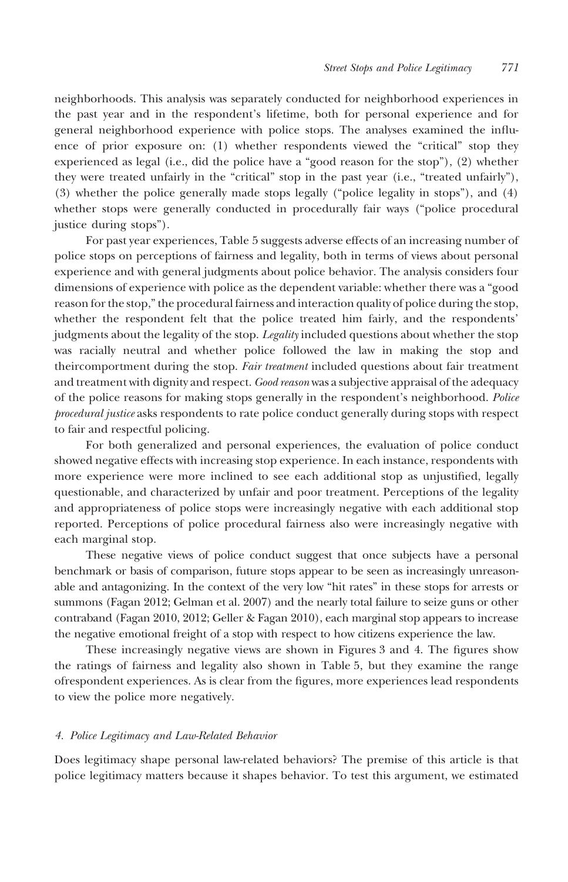neighborhoods. This analysis was separately conducted for neighborhood experiences in the past year and in the respondent's lifetime, both for personal experience and for general neighborhood experience with police stops. The analyses examined the influence of prior exposure on: (1) whether respondents viewed the "critical" stop they experienced as legal (i.e., did the police have a "good reason for the stop"), (2) whether they were treated unfairly in the "critical" stop in the past year (i.e., "treated unfairly"), (3) whether the police generally made stops legally ("police legality in stops"), and (4) whether stops were generally conducted in procedurally fair ways ("police procedural justice during stops").

For past year experiences, Table 5 suggests adverse effects of an increasing number of police stops on perceptions of fairness and legality, both in terms of views about personal experience and with general judgments about police behavior. The analysis considers four dimensions of experience with police as the dependent variable: whether there was a "good reason for the stop," the procedural fairness and interaction quality of police during the stop, whether the respondent felt that the police treated him fairly, and the respondents' judgments about the legality of the stop. *Legality* included questions about whether the stop was racially neutral and whether police followed the law in making the stop and theircomportment during the stop. *Fair treatment* included questions about fair treatment and treatment with dignity and respect. *Good reason* was a subjective appraisal of the adequacy of the police reasons for making stops generally in the respondent's neighborhood. *Police procedural justice* asks respondents to rate police conduct generally during stops with respect to fair and respectful policing.

For both generalized and personal experiences, the evaluation of police conduct showed negative effects with increasing stop experience. In each instance, respondents with more experience were more inclined to see each additional stop as unjustified, legally questionable, and characterized by unfair and poor treatment. Perceptions of the legality and appropriateness of police stops were increasingly negative with each additional stop reported. Perceptions of police procedural fairness also were increasingly negative with each marginal stop.

These negative views of police conduct suggest that once subjects have a personal benchmark or basis of comparison, future stops appear to be seen as increasingly unreasonable and antagonizing. In the context of the very low "hit rates" in these stops for arrests or summons (Fagan 2012; Gelman et al. 2007) and the nearly total failure to seize guns or other contraband (Fagan 2010, 2012; Geller & Fagan 2010), each marginal stop appears to increase the negative emotional freight of a stop with respect to how citizens experience the law.

These increasingly negative views are shown in Figures 3 and 4. The figures show the ratings of fairness and legality also shown in Table 5, but they examine the range ofrespondent experiences. As is clear from the figures, more experiences lead respondents to view the police more negatively.

#### *4. Police Legitimacy and Law-Related Behavior*

Does legitimacy shape personal law-related behaviors? The premise of this article is that police legitimacy matters because it shapes behavior. To test this argument, we estimated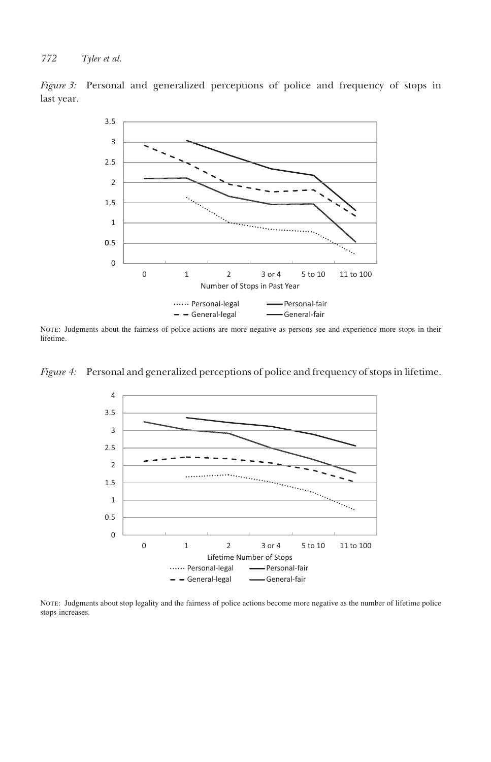*Figure 3:* Personal and generalized perceptions of police and frequency of stops in last year.

NOTE: Judgments about the fairness of police actions are more negative as persons see and experience more stops in their lifetime.

*Figure 4:* Personal and generalized perceptions of police and frequency of stops in lifetime.

NOTE: Judgments about stop legality and the fairness of police actions become more negative as the number of lifetime police stops increases.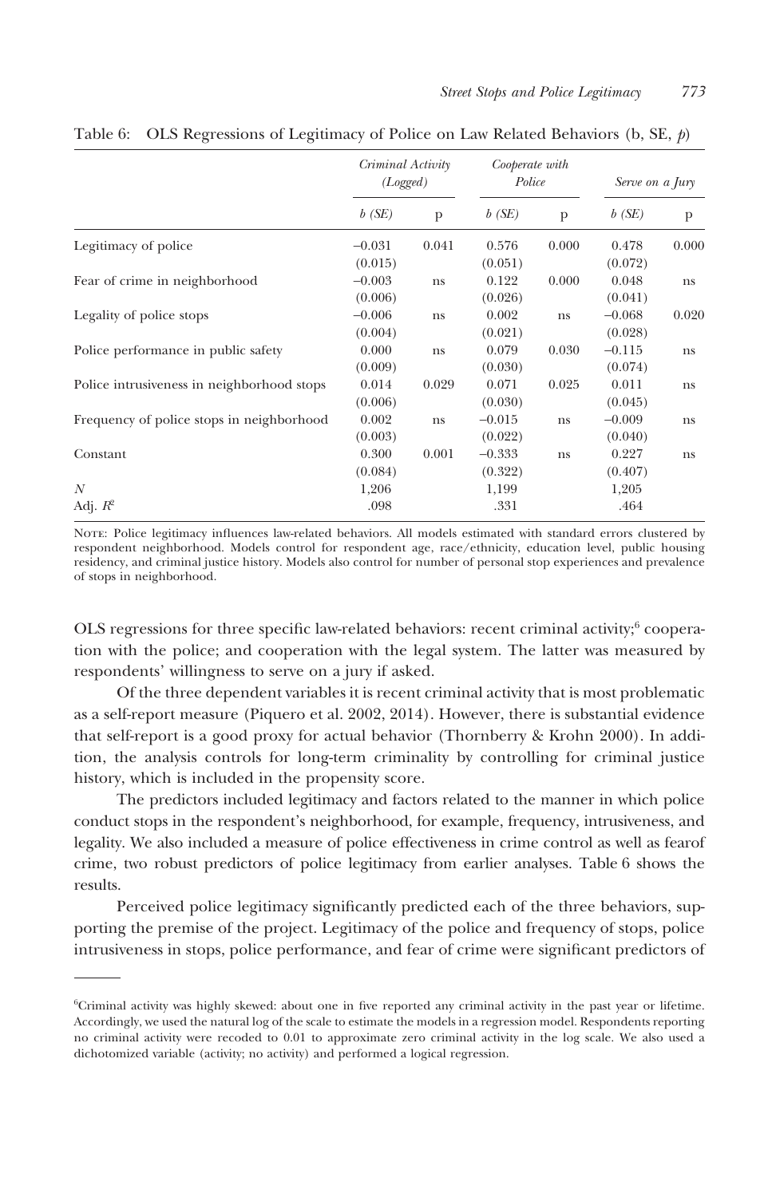Table 6: OLS Regressions of Legitimacy of Police on Law Related Behaviors (b, SE, *p*)

| | *Criminal Activity (Logged)* | | *Cooperate with Police* | | *Serve on a Jury* | |
|---|---|---|---|---|---|---|
| | *b (SE)* | p | *b (SE)* | p | *b (SE)* | p |
| Legitimacy of police | −0.031 (0.015) | 0.041 | 0.576 (0.051) | 0.000 | 0.478 (0.072) | 0.000 |
| Fear of crime in neighborhood | −0.003 (0.006) | ns | 0.122 (0.026) | 0.000 | 0.048 (0.041) | ns |
| Legality of police stops | −0.006 (0.004) | ns | 0.002 (0.021) | ns | −0.068 (0.028) | 0.020 |
| Police performance in public safety | 0.000 (0.009) | ns | 0.079 (0.030) | 0.030 | −0.115 (0.074) | ns |
| Police intrusiveness in neighborhood stops | 0.014 (0.006) | 0.029 | 0.071 (0.030) | 0.025 | 0.011 (0.045) | ns |
| Frequency of police stops in neighborhood | 0.002 (0.003) | ns | −0.015 (0.022) | ns | −0.009 (0.040) | ns |
| Constant | 0.300 (0.084) | 0.001 | −0.333 (0.322) | ns | 0.227 (0.407) | ns |
| *N* | 1,206 | | 1,199 | | 1,205 | |
| Adj. $R^2$ | .098 | | .331 | | .464 | |

NOTE: Police legitimacy influences law-related behaviors. All models estimated with standard errors clustered by respondent neighborhood. Models control for respondent age, race/ethnicity, education level, public housing residency, and criminal justice history. Models also control for number of personal stop experiences and prevalence of stops in neighborhood.

OLS regressions for three specific law-related behaviors: recent criminal activity;[6] cooperation with the police; and cooperation with the legal system. The latter was measured by respondents' willingness to serve on a jury if asked.

Of the three dependent variables it is recent criminal activity that is most problematic as a self-report measure (Piquero et al. 2002, 2014). However, there is substantial evidence that self-report is a good proxy for actual behavior (Thornberry & Krohn 2000). In addition, the analysis controls for long-term criminality by controlling for criminal justice history, which is included in the propensity score.

The predictors included legitimacy and factors related to the manner in which police conduct stops in the respondent's neighborhood, for example, frequency, intrusiveness, and legality. We also included a measure of police effectiveness in crime control as well as fearof crime, two robust predictors of police legitimacy from earlier analyses. Table 6 shows the results.

Perceived police legitimacy significantly predicted each of the three behaviors, supporting the premise of the project. Legitimacy of the police and frequency of stops, police intrusiveness in stops, police performance, and fear of crime were significant predictors of

[6]Criminal activity was highly skewed: about one in five reported any criminal activity in the past year or lifetime. Accordingly, we used the natural log of the scale to estimate the models in a regression model. Respondents reporting no criminal activity were recoded to 0.01 to approximate zero criminal activity in the log scale. We also used a dichotomized variable (activity; no activity) and performed a logical regression.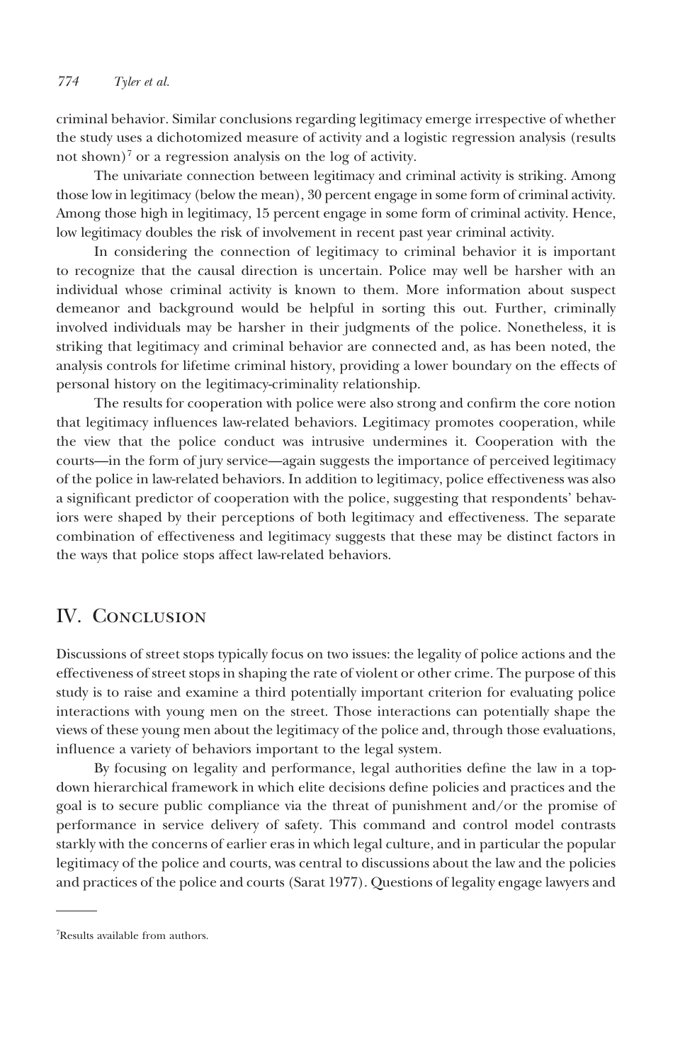criminal behavior. Similar conclusions regarding legitimacy emerge irrespective of whether the study uses a dichotomized measure of activity and a logistic regression analysis (results not shown)[7] or a regression analysis on the log of activity.

The univariate connection between legitimacy and criminal activity is striking. Among those low in legitimacy (below the mean), 30 percent engage in some form of criminal activity. Among those high in legitimacy, 15 percent engage in some form of criminal activity. Hence, low legitimacy doubles the risk of involvement in recent past year criminal activity.

In considering the connection of legitimacy to criminal behavior it is important to recognize that the causal direction is uncertain. Police may well be harsher with an individual whose criminal activity is known to them. More information about suspect demeanor and background would be helpful in sorting this out. Further, criminally involved individuals may be harsher in their judgments of the police. Nonetheless, it is striking that legitimacy and criminal behavior are connected and, as has been noted, the analysis controls for lifetime criminal history, providing a lower boundary on the effects of personal history on the legitimacy-criminality relationship.

The results for cooperation with police were also strong and confirm the core notion that legitimacy influences law-related behaviors. Legitimacy promotes cooperation, while the view that the police conduct was intrusive undermines it. Cooperation with the courts—in the form of jury service—again suggests the importance of perceived legitimacy of the police in law-related behaviors. In addition to legitimacy, police effectiveness was also a significant predictor of cooperation with the police, suggesting that respondents' behaviors were shaped by their perceptions of both legitimacy and effectiveness. The separate combination of effectiveness and legitimacy suggests that these may be distinct factors in the ways that police stops affect law-related behaviors.

## IV. Conclusion

Discussions of street stops typically focus on two issues: the legality of police actions and the effectiveness of street stops in shaping the rate of violent or other crime. The purpose of this study is to raise and examine a third potentially important criterion for evaluating police interactions with young men on the street. Those interactions can potentially shape the views of these young men about the legitimacy of the police and, through those evaluations, influence a variety of behaviors important to the legal system.

By focusing on legality and performance, legal authorities define the law in a top-down hierarchical framework in which elite decisions define policies and practices and the goal is to secure public compliance via the threat of punishment and/or the promise of performance in service delivery of safety. This command and control model contrasts starkly with the concerns of earlier eras in which legal culture, and in particular the popular legitimacy of the police and courts, was central to discussions about the law and the policies and practices of the police and courts (Sarat 1977). Questions of legality engage lawyers and

---

[7]Results available from authors.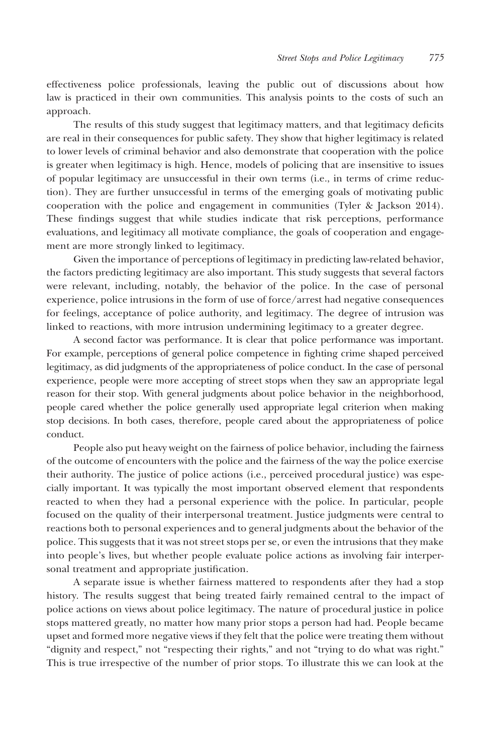effectiveness police professionals, leaving the public out of discussions about how law is practiced in their own communities. This analysis points to the costs of such an approach.

The results of this study suggest that legitimacy matters, and that legitimacy deficits are real in their consequences for public safety. They show that higher legitimacy is related to lower levels of criminal behavior and also demonstrate that cooperation with the police is greater when legitimacy is high. Hence, models of policing that are insensitive to issues of popular legitimacy are unsuccessful in their own terms (i.e., in terms of crime reduction). They are further unsuccessful in terms of the emerging goals of motivating public cooperation with the police and engagement in communities (Tyler & Jackson 2014). These findings suggest that while studies indicate that risk perceptions, performance evaluations, and legitimacy all motivate compliance, the goals of cooperation and engagement are more strongly linked to legitimacy.

Given the importance of perceptions of legitimacy in predicting law-related behavior, the factors predicting legitimacy are also important. This study suggests that several factors were relevant, including, notably, the behavior of the police. In the case of personal experience, police intrusions in the form of use of force/arrest had negative consequences for feelings, acceptance of police authority, and legitimacy. The degree of intrusion was linked to reactions, with more intrusion undermining legitimacy to a greater degree.

A second factor was performance. It is clear that police performance was important. For example, perceptions of general police competence in fighting crime shaped perceived legitimacy, as did judgments of the appropriateness of police conduct. In the case of personal experience, people were more accepting of street stops when they saw an appropriate legal reason for their stop. With general judgments about police behavior in the neighborhood, people cared whether the police generally used appropriate legal criterion when making stop decisions. In both cases, therefore, people cared about the appropriateness of police conduct.

People also put heavy weight on the fairness of police behavior, including the fairness of the outcome of encounters with the police and the fairness of the way the police exercise their authority. The justice of police actions (i.e., perceived procedural justice) was especially important. It was typically the most important observed element that respondents reacted to when they had a personal experience with the police. In particular, people focused on the quality of their interpersonal treatment. Justice judgments were central to reactions both to personal experiences and to general judgments about the behavior of the police. This suggests that it was not street stops per se, or even the intrusions that they make into people's lives, but whether people evaluate police actions as involving fair interpersonal treatment and appropriate justification.

A separate issue is whether fairness mattered to respondents after they had a stop history. The results suggest that being treated fairly remained central to the impact of police actions on views about police legitimacy. The nature of procedural justice in police stops mattered greatly, no matter how many prior stops a person had had. People became upset and formed more negative views if they felt that the police were treating them without "dignity and respect," not "respecting their rights," and not "trying to do what was right." This is true irrespective of the number of prior stops. To illustrate this we can look at the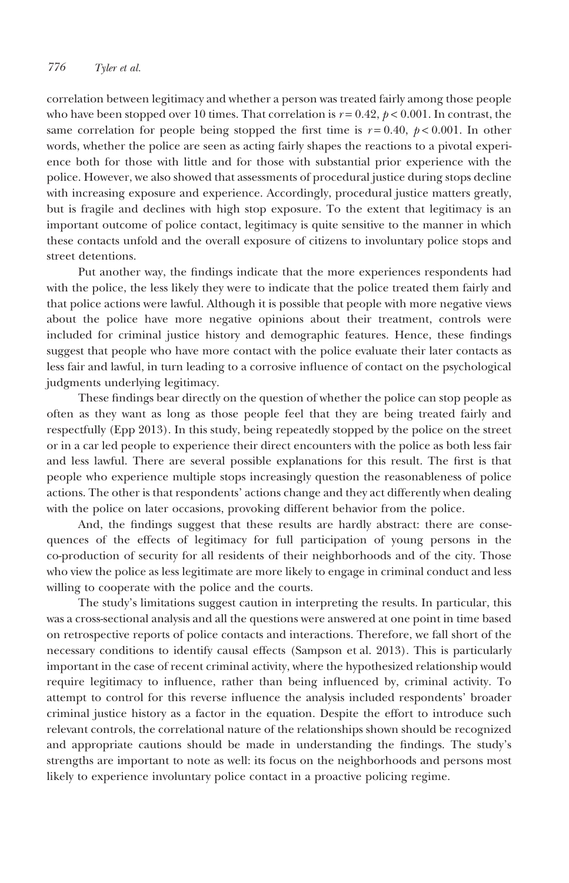correlation between legitimacy and whether a person was treated fairly among those people who have been stopped over 10 times. That correlation is $r = 0.42$, $p < 0.001$. In contrast, the same correlation for people being stopped the first time is $r = 0.40$, $p < 0.001$. In other words, whether the police are seen as acting fairly shapes the reactions to a pivotal experience both for those with little and for those with substantial prior experience with the police. However, we also showed that assessments of procedural justice during stops decline with increasing exposure and experience. Accordingly, procedural justice matters greatly, but is fragile and declines with high stop exposure. To the extent that legitimacy is an important outcome of police contact, legitimacy is quite sensitive to the manner in which these contacts unfold and the overall exposure of citizens to involuntary police stops and street detentions.

Put another way, the findings indicate that the more experiences respondents had with the police, the less likely they were to indicate that the police treated them fairly and that police actions were lawful. Although it is possible that people with more negative views about the police have more negative opinions about their treatment, controls were included for criminal justice history and demographic features. Hence, these findings suggest that people who have more contact with the police evaluate their later contacts as less fair and lawful, in turn leading to a corrosive influence of contact on the psychological judgments underlying legitimacy.

These findings bear directly on the question of whether the police can stop people as often as they want as long as those people feel that they are being treated fairly and respectfully (Epp 2013). In this study, being repeatedly stopped by the police on the street or in a car led people to experience their direct encounters with the police as both less fair and less lawful. There are several possible explanations for this result. The first is that people who experience multiple stops increasingly question the reasonableness of police actions. The other is that respondents' actions change and they act differently when dealing with the police on later occasions, provoking different behavior from the police.

And, the findings suggest that these results are hardly abstract: there are consequences of the effects of legitimacy for full participation of young persons in the co-production of security for all residents of their neighborhoods and of the city. Those who view the police as less legitimate are more likely to engage in criminal conduct and less willing to cooperate with the police and the courts.

The study's limitations suggest caution in interpreting the results. In particular, this was a cross-sectional analysis and all the questions were answered at one point in time based on retrospective reports of police contacts and interactions. Therefore, we fall short of the necessary conditions to identify causal effects (Sampson et al. 2013). This is particularly important in the case of recent criminal activity, where the hypothesized relationship would require legitimacy to influence, rather than being influenced by, criminal activity. To attempt to control for this reverse influence the analysis included respondents' broader criminal justice history as a factor in the equation. Despite the effort to introduce such relevant controls, the correlational nature of the relationships shown should be recognized and appropriate cautions should be made in understanding the findings. The study's strengths are important to note as well: its focus on the neighborhoods and persons most likely to experience involuntary police contact in a proactive policing regime.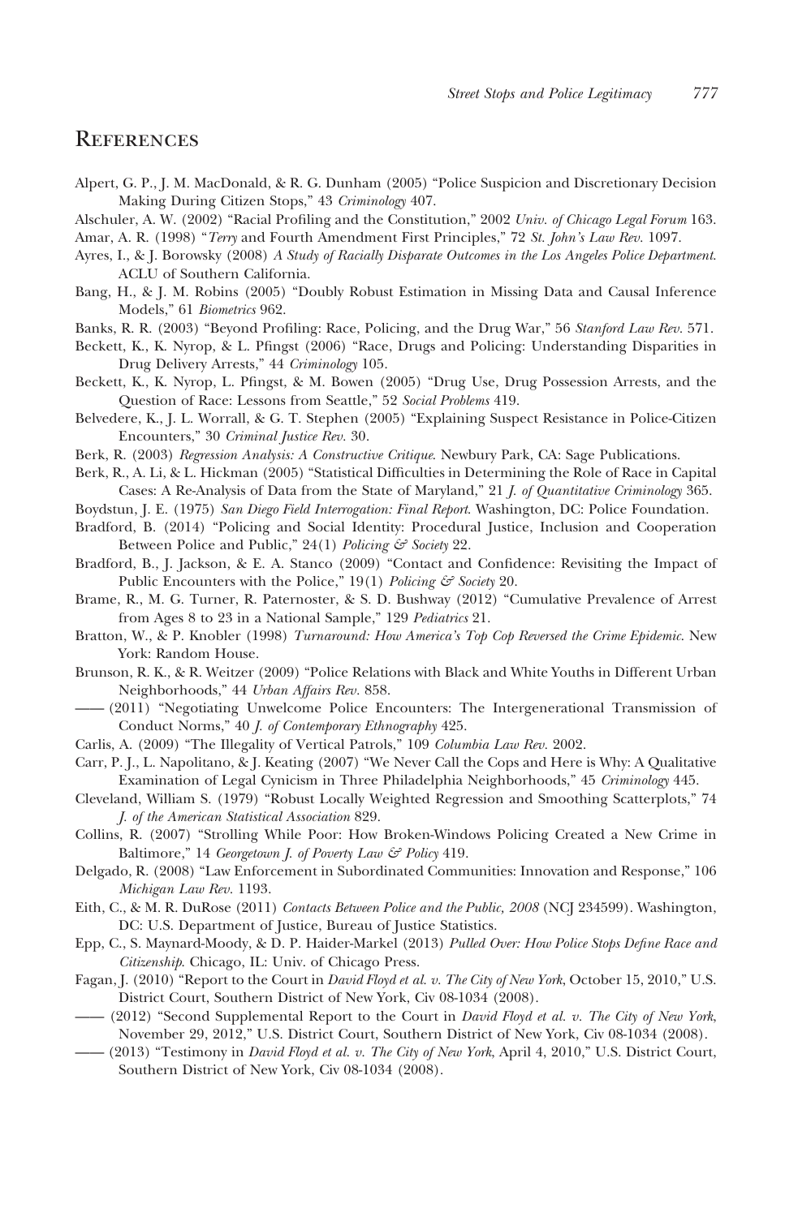## References

Alpert, G. P., J. M. MacDonald, & R. G. Dunham (2005) "Police Suspicion and Discretionary Decision Making During Citizen Stops," 43 *Criminology* 407.

Alschuler, A. W. (2002) "Racial Profiling and the Constitution," 2002 *Univ. of Chicago Legal Forum* 163.

Amar, A. R. (1998) "*Terry* and Fourth Amendment First Principles," 72 *St. John's Law Rev.* 1097.

Ayres, I., & J. Borowsky (2008) *A Study of Racially Disparate Outcomes in the Los Angeles Police Department*. ACLU of Southern California.

Bang, H., & J. M. Robins (2005) "Doubly Robust Estimation in Missing Data and Causal Inference Models," 61 *Biometrics* 962.

Banks, R. R. (2003) "Beyond Profiling: Race, Policing, and the Drug War," 56 *Stanford Law Rev.* 571.

Beckett, K., K. Nyrop, & L. Pfingst (2006) "Race, Drugs and Policing: Understanding Disparities in Drug Delivery Arrests," 44 *Criminology* 105.

Beckett, K., K. Nyrop, L. Pfingst, & M. Bowen (2005) "Drug Use, Drug Possession Arrests, and the Question of Race: Lessons from Seattle," 52 *Social Problems* 419.

Belvedere, K., J. L. Worrall, & G. T. Stephen (2005) "Explaining Suspect Resistance in Police-Citizen Encounters," 30 *Criminal Justice Rev.* 30.

Berk, R. (2003) *Regression Analysis: A Constructive Critique*. Newbury Park, CA: Sage Publications.

Berk, R., A. Li, & L. Hickman (2005) "Statistical Difficulties in Determining the Role of Race in Capital Cases: A Re-Analysis of Data from the State of Maryland," 21 *J. of Quantitative Criminology* 365.

Boydstun, J. E. (1975) *San Diego Field Interrogation: Final Report*. Washington, DC: Police Foundation.

Bradford, B. (2014) "Policing and Social Identity: Procedural Justice, Inclusion and Cooperation Between Police and Public," 24(1) *Policing & Society* 22.

Bradford, B., J. Jackson, & E. A. Stanco (2009) "Contact and Confidence: Revisiting the Impact of Public Encounters with the Police," 19(1) *Policing & Society* 20.

Brame, R., M. G. Turner, R. Paternoster, & S. D. Bushway (2012) "Cumulative Prevalence of Arrest from Ages 8 to 23 in a National Sample," 129 *Pediatrics* 21.

Bratton, W., & P. Knobler (1998) *Turnaround: How America's Top Cop Reversed the Crime Epidemic*. New York: Random House.

Brunson, R. K., & R. Weitzer (2009) "Police Relations with Black and White Youths in Different Urban Neighborhoods," 44 *Urban Affairs Rev.* 858.

—— (2011) "Negotiating Unwelcome Police Encounters: The Intergenerational Transmission of Conduct Norms," 40 *J. of Contemporary Ethnography* 425.

Carlis, A. (2009) "The Illegality of Vertical Patrols," 109 *Columbia Law Rev.* 2002.

Carr, P. J., L. Napolitano, & J. Keating (2007) "We Never Call the Cops and Here is Why: A Qualitative Examination of Legal Cynicism in Three Philadelphia Neighborhoods," 45 *Criminology* 445.

Cleveland, William S. (1979) "Robust Locally Weighted Regression and Smoothing Scatterplots," 74 *J. of the American Statistical Association* 829.

Collins, R. (2007) "Strolling While Poor: How Broken-Windows Policing Created a New Crime in Baltimore," 14 *Georgetown J. of Poverty Law & Policy* 419.

Delgado, R. (2008) "Law Enforcement in Subordinated Communities: Innovation and Response," 106 *Michigan Law Rev.* 1193.

Eith, C., & M. R. DuRose (2011) *Contacts Between Police and the Public, 2008* (NCJ 234599). Washington, DC: U.S. Department of Justice, Bureau of Justice Statistics.

Epp, C., S. Maynard-Moody, & D. P. Haider-Markel (2013) *Pulled Over: How Police Stops Define Race and Citizenship*. Chicago, IL: Univ. of Chicago Press.

Fagan, J. (2010) "Report to the Court in *David Floyd et al. v. The City of New York*, October 15, 2010," U.S. District Court, Southern District of New York, Civ 08-1034 (2008).

—— (2012) "Second Supplemental Report to the Court in *David Floyd et al. v. The City of New York*, November 29, 2012," U.S. District Court, Southern District of New York, Civ 08-1034 (2008).

—— (2013) "Testimony in *David Floyd et al. v. The City of New York*, April 4, 2010," U.S. District Court, Southern District of New York, Civ 08-1034 (2008).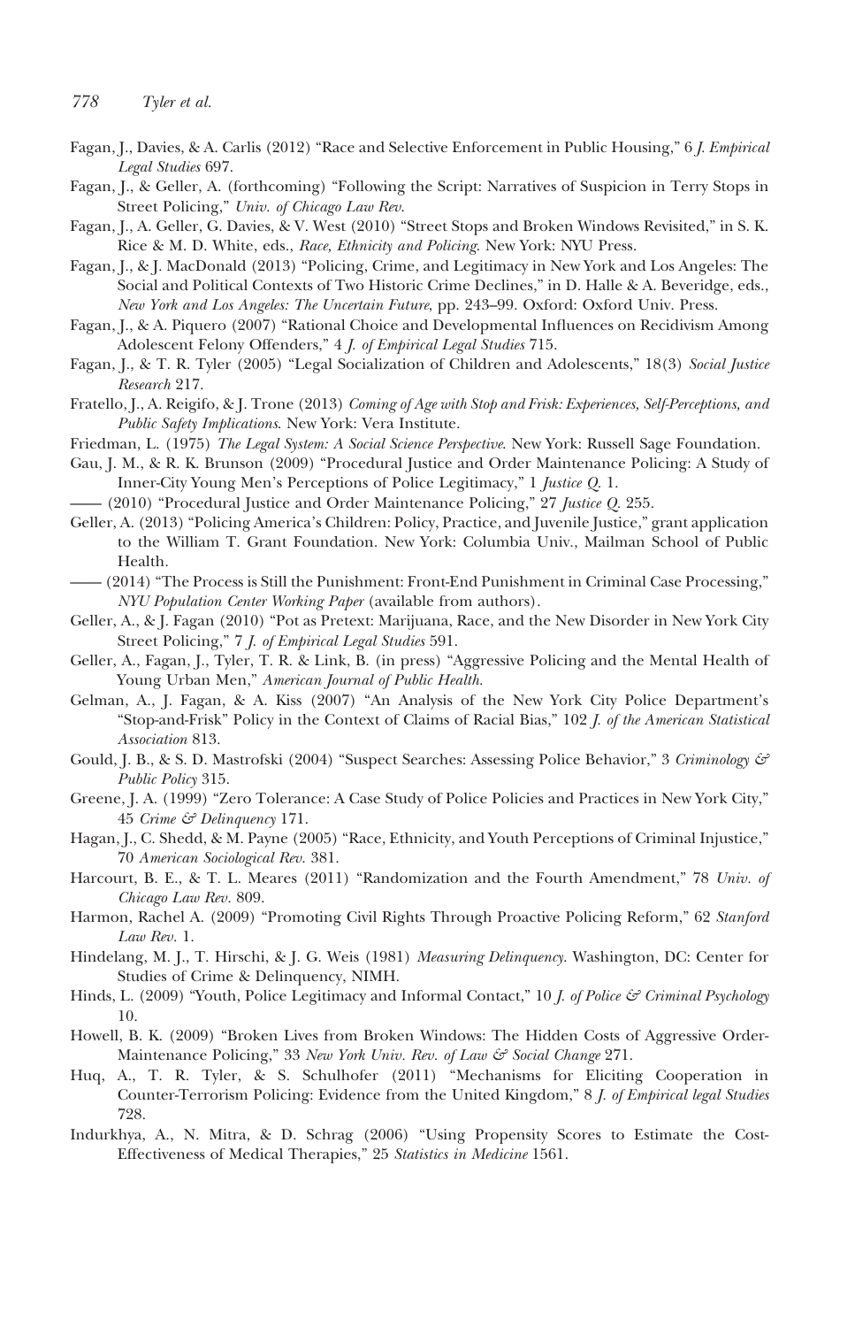Fagan, J., Davies, & A. Carlis (2012) "Race and Selective Enforcement in Public Housing," 6 *J. Empirical Legal Studies* 697.

Fagan, J., & Geller, A. (forthcoming) "Following the Script: Narratives of Suspicion in Terry Stops in Street Policing," *Univ. of Chicago Law Rev.*

Fagan, J., A. Geller, G. Davies, & V. West (2010) "Street Stops and Broken Windows Revisited," in S. K. Rice & M. D. White, eds., *Race, Ethnicity and Policing*. New York: NYU Press.

Fagan, J., & J. MacDonald (2013) "Policing, Crime, and Legitimacy in New York and Los Angeles: The Social and Political Contexts of Two Historic Crime Declines," in D. Halle & A. Beveridge, eds., *New York and Los Angeles: The Uncertain Future*, pp. 243–99. Oxford: Oxford Univ. Press.

Fagan, J., & A. Piquero (2007) "Rational Choice and Developmental Influences on Recidivism Among Adolescent Felony Offenders," 4 *J. of Empirical Legal Studies* 715.

Fagan, J., & T. R. Tyler (2005) "Legal Socialization of Children and Adolescents," 18(3) *Social Justice Research* 217.

Fratello, J., A. Reigifo, & J. Trone (2013) *Coming of Age with Stop and Frisk: Experiences, Self-Perceptions, and Public Safety Implications*. New York: Vera Institute.

Friedman, L. (1975) *The Legal System: A Social Science Perspective*. New York: Russell Sage Foundation.

Gau, J. M., & R. K. Brunson (2009) "Procedural Justice and Order Maintenance Policing: A Study of Inner-City Young Men's Perceptions of Police Legitimacy," 1 *Justice Q.* 1.

—— (2010) "Procedural Justice and Order Maintenance Policing," 27 *Justice Q.* 255.

Geller, A. (2013) "Policing America's Children: Policy, Practice, and Juvenile Justice," grant application to the William T. Grant Foundation. New York: Columbia Univ., Mailman School of Public Health.

—— (2014) "The Process is Still the Punishment: Front-End Punishment in Criminal Case Processing," *NYU Population Center Working Paper* (available from authors).

Geller, A., & J. Fagan (2010) "Pot as Pretext: Marijuana, Race, and the New Disorder in New York City Street Policing," 7 *J. of Empirical Legal Studies* 591.

Geller, A., Fagan, J., Tyler, T. R. & Link, B. (in press) "Aggressive Policing and the Mental Health of Young Urban Men," *American Journal of Public Health.*

Gelman, A., J. Fagan, & A. Kiss (2007) "An Analysis of the New York City Police Department's "Stop-and-Frisk" Policy in the Context of Claims of Racial Bias," 102 *J. of the American Statistical Association* 813.

Gould, J. B., & S. D. Mastrofski (2004) "Suspect Searches: Assessing Police Behavior," 3 *Criminology & Public Policy* 315.

Greene, J. A. (1999) "Zero Tolerance: A Case Study of Police Policies and Practices in New York City," 45 *Crime & Delinquency* 171.

Hagan, J., C. Shedd, & M. Payne (2005) "Race, Ethnicity, and Youth Perceptions of Criminal Injustice," 70 *American Sociological Rev.* 381.

Harcourt, B. E., & T. L. Meares (2011) "Randomization and the Fourth Amendment," 78 *Univ. of Chicago Law Rev.* 809.

Harmon, Rachel A. (2009) "Promoting Civil Rights Through Proactive Policing Reform," 62 *Stanford Law Rev.* 1.

Hindelang, M. J., T. Hirschi, & J. G. Weis (1981) *Measuring Delinquency*. Washington, DC: Center for Studies of Crime & Delinquency, NIMH.

Hinds, L. (2009) "Youth, Police Legitimacy and Informal Contact," 10 *J. of Police & Criminal Psychology* 10.

Howell, B. K. (2009) "Broken Lives from Broken Windows: The Hidden Costs of Aggressive Order-Maintenance Policing," 33 *New York Univ. Rev. of Law & Social Change* 271.

Huq, A., T. R. Tyler, & S. Schulhofer (2011) "Mechanisms for Eliciting Cooperation in Counter-Terrorism Policing: Evidence from the United Kingdom," 8 *J. of Empirical legal Studies* 728.

Indurkhya, A., N. Mitra, & D. Schrag (2006) "Using Propensity Scores to Estimate the Cost-Effectiveness of Medical Therapies," 25 *Statistics in Medicine* 1561.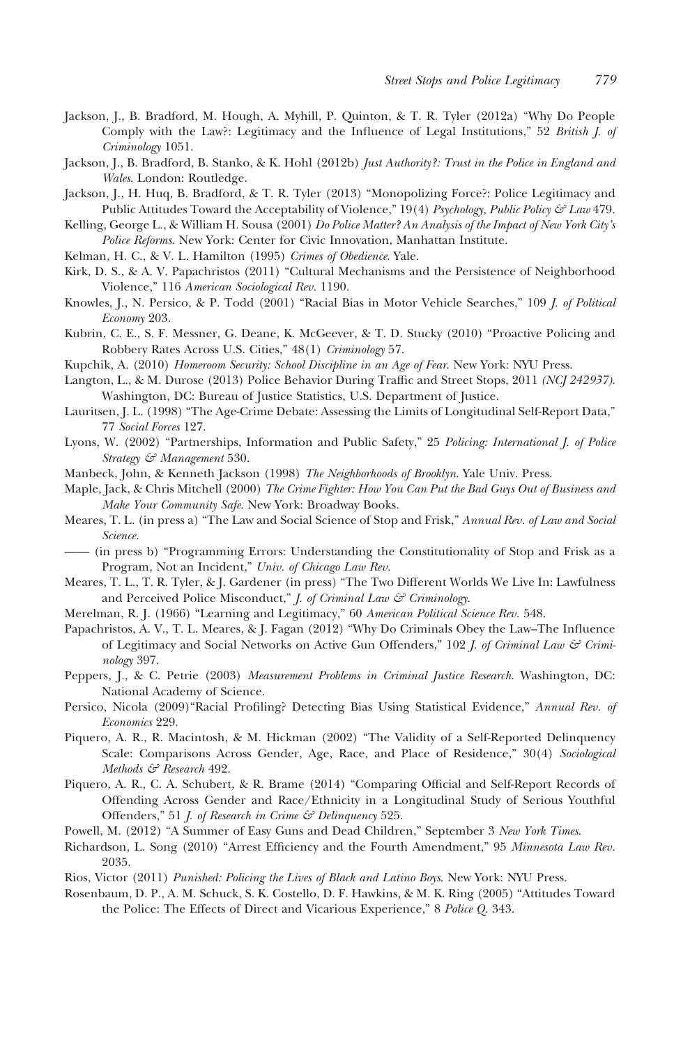Jackson, J., B. Bradford, M. Hough, A. Myhill, P. Quinton, & T. R. Tyler (2012a) "Why Do People Comply with the Law?: Legitimacy and the Influence of Legal Institutions," 52 *British J. of Criminology* 1051.

Jackson, J., B. Bradford, B. Stanko, & K. Hohl (2012b) *Just Authority?: Trust in the Police in England and Wales*. London: Routledge.

Jackson, J., H. Huq, B. Bradford, & T. R. Tyler (2013) "Monopolizing Force?: Police Legitimacy and Public Attitudes Toward the Acceptability of Violence," 19(4) *Psychology, Public Policy & Law* 479.

Kelling, George L., & William H. Sousa (2001) *Do Police Matter? An Analysis of the Impact of New York City's Police Reforms*. New York: Center for Civic Innovation, Manhattan Institute.

Kelman, H. C., & V. L. Hamilton (1995) *Crimes of Obedience*. Yale.

Kirk, D. S., & A. V. Papachristos (2011) "Cultural Mechanisms and the Persistence of Neighborhood Violence," 116 *American Sociological Rev.* 1190.

Knowles, J., N. Persico, & P. Todd (2001) "Racial Bias in Motor Vehicle Searches," 109 *J. of Political Economy* 203.

Kubrin, C. E., S. F. Messner, G. Deane, K. McGeever, & T. D. Stucky (2010) "Proactive Policing and Robbery Rates Across U.S. Cities," 48(1) *Criminology* 57.

Kupchik, A. (2010) *Homeroom Security: School Discipline in an Age of Fear*. New York: NYU Press.

Langton, L., & M. Durose (2013) Police Behavior During Traffic and Street Stops, 2011 *(NCJ 242937)*. Washington, DC: Bureau of Justice Statistics, U.S. Department of Justice.

Lauritsen, J. L. (1998) "The Age-Crime Debate: Assessing the Limits of Longitudinal Self-Report Data," 77 *Social Forces* 127.

Lyons, W. (2002) "Partnerships, Information and Public Safety," 25 *Policing: International J. of Police Strategy & Management* 530.

Manbeck, John, & Kenneth Jackson (1998) *The Neighborhoods of Brooklyn*. Yale Univ. Press.

Maple, Jack, & Chris Mitchell (2000) *The Crime Fighter: How You Can Put the Bad Guys Out of Business and Make Your Community Safe*. New York: Broadway Books.

Meares, T. L. (in press a) "The Law and Social Science of Stop and Frisk," *Annual Rev. of Law and Social Science*.

—— (in press b) "Programming Errors: Understanding the Constitutionality of Stop and Frisk as a Program, Not an Incident," *Univ. of Chicago Law Rev.*

Meares, T. L., T. R. Tyler, & J. Gardener (in press) "The Two Different Worlds We Live In: Lawfulness and Perceived Police Misconduct," *J. of Criminal Law & Criminology*.

Merelman, R. J. (1966) "Learning and Legitimacy," 60 *American Political Science Rev.* 548.

Papachristos, A. V., T. L. Meares, & J. Fagan (2012) "Why Do Criminals Obey the Law–The Influence of Legitimacy and Social Networks on Active Gun Offenders," 102 *J. of Criminal Law & Criminology* 397.

Peppers, J., & C. Petrie (2003) *Measurement Problems in Criminal Justice Research*. Washington, DC: National Academy of Science.

Persico, Nicola (2009)"Racial Profiling? Detecting Bias Using Statistical Evidence," *Annual Rev. of Economics* 229.

Piquero, A. R., R. Macintosh, & M. Hickman (2002) "The Validity of a Self-Reported Delinquency Scale: Comparisons Across Gender, Age, Race, and Place of Residence," 30(4) *Sociological Methods & Research* 492.

Piquero, A. R., C. A. Schubert, & R. Brame (2014) "Comparing Official and Self-Report Records of Offending Across Gender and Race/Ethnicity in a Longitudinal Study of Serious Youthful Offenders," 51 *J. of Research in Crime & Delinquency* 525.

Powell, M. (2012) "A Summer of Easy Guns and Dead Children," September 3 *New York Times*.

Richardson, L. Song (2010) "Arrest Efficiency and the Fourth Amendment," 95 *Minnesota Law Rev.* 2035.

Rios, Victor (2011) *Punished: Policing the Lives of Black and Latino Boys*. New York: NYU Press.

Rosenbaum, D. P., A. M. Schuck, S. K. Costello, D. F. Hawkins, & M. K. Ring (2005) "Attitudes Toward the Police: The Effects of Direct and Vicarious Experience," 8 *Police Q.* 343.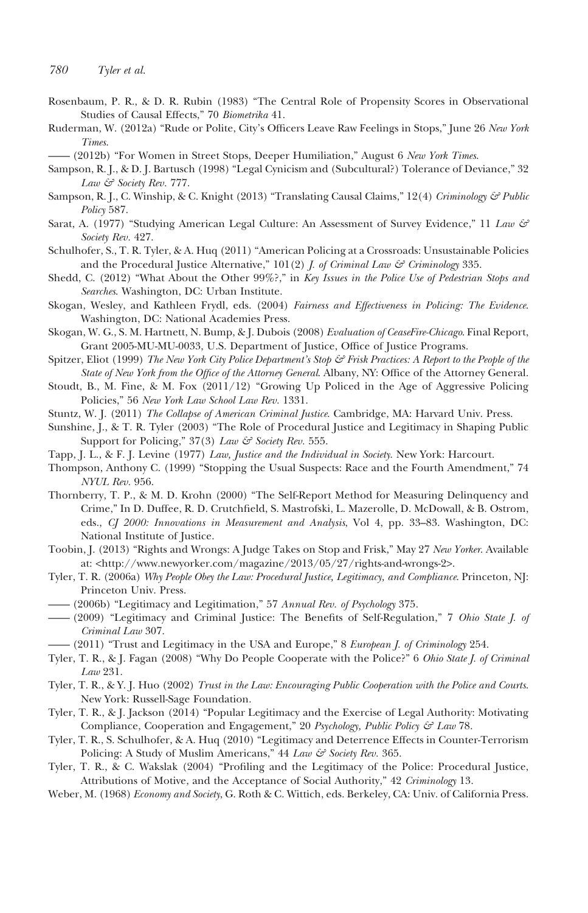Rosenbaum, P. R., & D. R. Rubin (1983) "The Central Role of Propensity Scores in Observational Studies of Causal Effects," 70 *Biometrika* 41.

Ruderman, W. (2012a) "Rude or Polite, City's Officers Leave Raw Feelings in Stops," June 26 *New York Times*.

—— (2012b) "For Women in Street Stops, Deeper Humiliation," August 6 *New York Times*.

Sampson, R. J., & D. J. Bartusch (1998) "Legal Cynicism and (Subcultural?) Tolerance of Deviance," 32 *Law & Society Rev.* 777.

Sampson, R. J., C. Winship, & C. Knight (2013) "Translating Causal Claims," 12(4) *Criminology & Public Policy* 587.

Sarat, A. (1977) "Studying American Legal Culture: An Assessment of Survey Evidence," 11 *Law & Society Rev.* 427.

Schulhofer, S., T. R. Tyler, & A. Huq (2011) "American Policing at a Crossroads: Unsustainable Policies and the Procedural Justice Alternative," 101(2) *J. of Criminal Law & Criminology* 335.

Shedd, C. (2012) "What About the Other 99%?," in *Key Issues in the Police Use of Pedestrian Stops and Searches*. Washington, DC: Urban Institute.

Skogan, Wesley, and Kathleen Frydl, eds. (2004) *Fairness and Effectiveness in Policing: The Evidence*. Washington, DC: National Academies Press.

Skogan, W. G., S. M. Hartnett, N. Bump, & J. Dubois (2008) *Evaluation of CeaseFire-Chicago*. Final Report, Grant 2005-MU-MU-0033, U.S. Department of Justice, Office of Justice Programs.

Spitzer, Eliot (1999) *The New York City Police Department's Stop & Frisk Practices: A Report to the People of the State of New York from the Office of the Attorney General*. Albany, NY: Office of the Attorney General.

Stoudt, B., M. Fine, & M. Fox (2011/12) "Growing Up Policed in the Age of Aggressive Policing Policies," 56 *New York Law School Law Rev.* 1331.

Stuntz, W. J. (2011) *The Collapse of American Criminal Justice*. Cambridge, MA: Harvard Univ. Press.

Sunshine, J., & T. R. Tyler (2003) "The Role of Procedural Justice and Legitimacy in Shaping Public Support for Policing," 37(3) *Law & Society Rev.* 555.

Tapp, J. L., & F. J. Levine (1977) *Law, Justice and the Individual in Society*. New York: Harcourt.

Thompson, Anthony C. (1999) "Stopping the Usual Suspects: Race and the Fourth Amendment," 74 *NYUL Rev.* 956.

Thornberry, T. P., & M. D. Krohn (2000) "The Self-Report Method for Measuring Delinquency and Crime," In D. Duffee, R. D. Crutchfield, S. Mastrofski, L. Mazerolle, D. McDowall, & B. Ostrom, eds., *CJ 2000: Innovations in Measurement and Analysis*, Vol 4, pp. 33–83. Washington, DC: National Institute of Justice.

Toobin, J. (2013) "Rights and Wrongs: A Judge Takes on Stop and Frisk," May 27 *New Yorker*. Available at: <http://www.newyorker.com/magazine/2013/05/27/rights-and-wrongs-2>.

Tyler, T. R. (2006a) *Why People Obey the Law: Procedural Justice, Legitimacy, and Compliance*. Princeton, NJ: Princeton Univ. Press.

—— (2006b) "Legitimacy and Legitimation," 57 *Annual Rev. of Psychology* 375.

—— (2009) "Legitimacy and Criminal Justice: The Benefits of Self-Regulation," 7 *Ohio State J. of Criminal Law* 307.

—— (2011) "Trust and Legitimacy in the USA and Europe," 8 *European J. of Criminology* 254.

Tyler, T. R., & J. Fagan (2008) "Why Do People Cooperate with the Police?" 6 *Ohio State J. of Criminal Law* 231.

Tyler, T. R., & Y. J. Huo (2002) *Trust in the Law: Encouraging Public Cooperation with the Police and Courts*. New York: Russell-Sage Foundation.

Tyler, T. R., & J. Jackson (2014) "Popular Legitimacy and the Exercise of Legal Authority: Motivating Compliance, Cooperation and Engagement," 20 *Psychology, Public Policy & Law* 78.

Tyler, T. R., S. Schulhofer, & A. Huq (2010) "Legitimacy and Deterrence Effects in Counter-Terrorism Policing: A Study of Muslim Americans," 44 *Law & Society Rev.* 365.

Tyler, T. R., & C. Wakslak (2004) "Profiling and the Legitimacy of the Police: Procedural Justice, Attributions of Motive, and the Acceptance of Social Authority," 42 *Criminology* 13.

Weber, M. (1968) *Economy and Society*, G. Roth & C. Wittich, eds. Berkeley, CA: Univ. of California Press.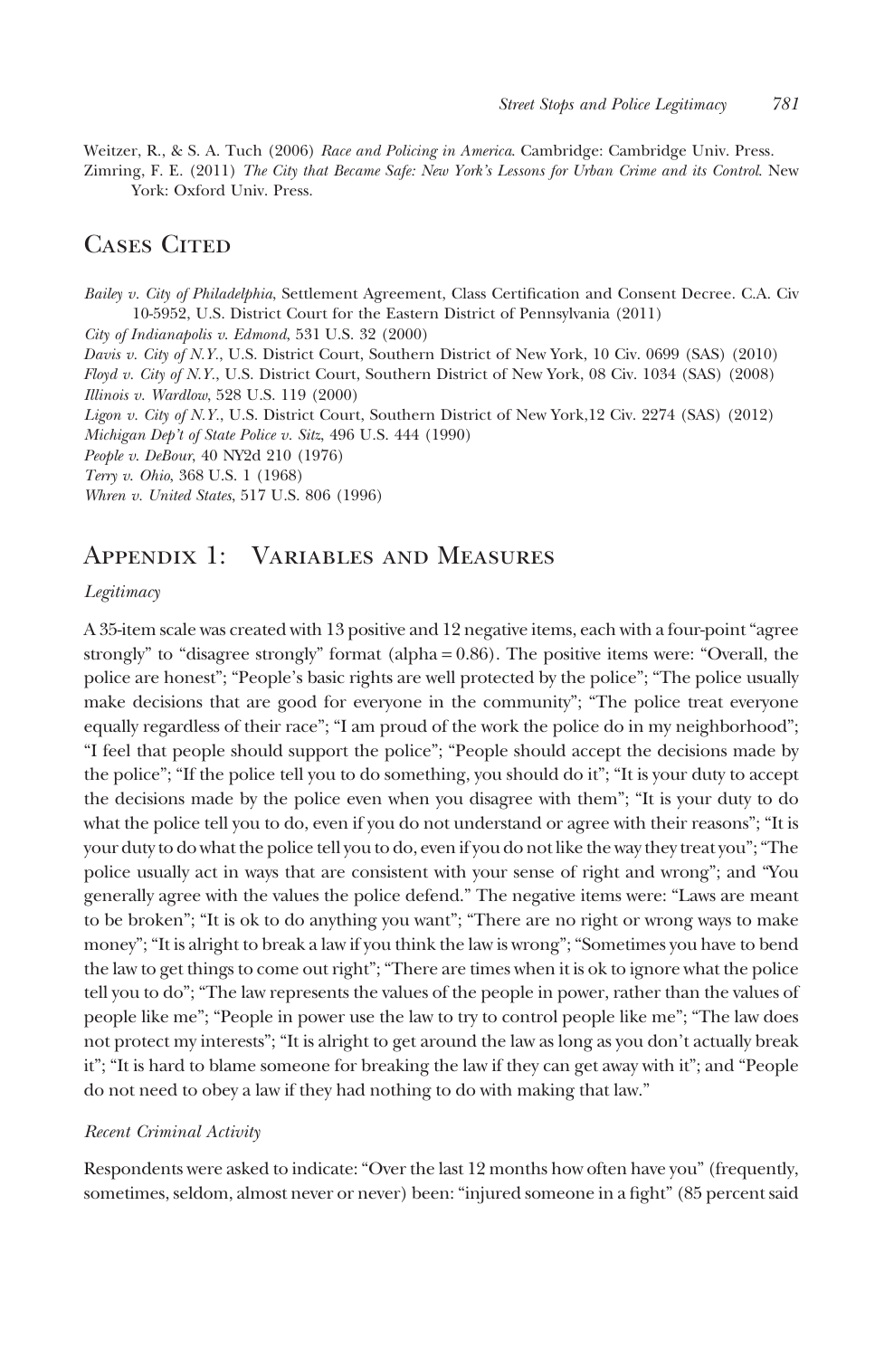Weitzer, R., & S. A. Tuch (2006) *Race and Policing in America*. Cambridge: Cambridge Univ. Press.

Zimring, F. E. (2011) *The City that Became Safe: New York's Lessons for Urban Crime and its Control*. New York: Oxford Univ. Press.

## Cases Cited

*Bailey v. City of Philadelphia*, Settlement Agreement, Class Certification and Consent Decree. C.A. Civ 10-5952, U.S. District Court for the Eastern District of Pennsylvania (2011)

*City of Indianapolis v. Edmond*, 531 U.S. 32 (2000)

*Davis v. City of N.Y.*, U.S. District Court, Southern District of New York, 10 Civ. 0699 (SAS) (2010)

*Floyd v. City of N.Y.*, U.S. District Court, Southern District of New York, 08 Civ. 1034 (SAS) (2008)

*Illinois v. Wardlow*, 528 U.S. 119 (2000)

*Ligon v. City of N.Y.*, U.S. District Court, Southern District of New York,12 Civ. 2274 (SAS) (2012)

*Michigan Dep't of State Police v. Sitz*, 496 U.S. 444 (1990)

*People v. DeBour*, 40 NY2d 210 (1976)

*Terry v. Ohio*, 368 U.S. 1 (1968)

*Whren v. United States*, 517 U.S. 806 (1996)

## Appendix 1: Variables and Measures

*Legitimacy*

A 35-item scale was created with 13 positive and 12 negative items, each with a four-point "agree strongly" to "disagree strongly" format (alpha = 0.86). The positive items were: "Overall, the police are honest"; "People's basic rights are well protected by the police"; "The police usually make decisions that are good for everyone in the community"; "The police treat everyone equally regardless of their race"; "I am proud of the work the police do in my neighborhood"; "I feel that people should support the police"; "People should accept the decisions made by the police"; "If the police tell you to do something, you should do it"; "It is your duty to accept the decisions made by the police even when you disagree with them"; "It is your duty to do what the police tell you to do, even if you do not understand or agree with their reasons"; "It is your duty to do what the police tell you to do, even if you do not like the way they treat you"; "The police usually act in ways that are consistent with your sense of right and wrong"; and "You generally agree with the values the police defend." The negative items were: "Laws are meant to be broken"; "It is ok to do anything you want"; "There are no right or wrong ways to make money"; "It is alright to break a law if you think the law is wrong"; "Sometimes you have to bend the law to get things to come out right"; "There are times when it is ok to ignore what the police tell you to do"; "The law represents the values of the people in power, rather than the values of people like me"; "People in power use the law to try to control people like me"; "The law does not protect my interests"; "It is alright to get around the law as long as you don't actually break it"; "It is hard to blame someone for breaking the law if they can get away with it"; and "People do not need to obey a law if they had nothing to do with making that law."

*Recent Criminal Activity*

Respondents were asked to indicate: "Over the last 12 months how often have you" (frequently, sometimes, seldom, almost never or never) been: "injured someone in a fight" (85 percent said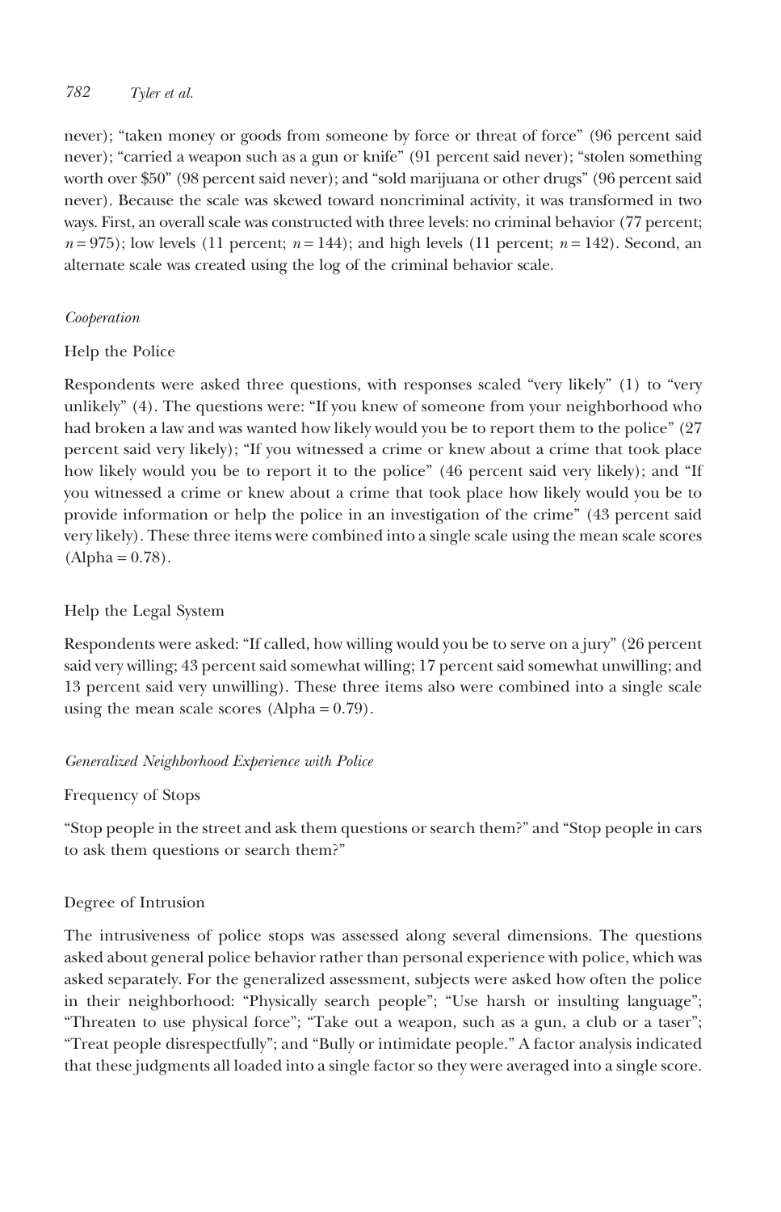never); "taken money or goods from someone by force or threat of force" (96 percent said never); "carried a weapon such as a gun or knife" (91 percent said never); "stolen something worth over $50" (98 percent said never); and "sold marijuana or other drugs" (96 percent said never). Because the scale was skewed toward noncriminal activity, it was transformed in two ways. First, an overall scale was constructed with three levels: no criminal behavior (77 percent; $n = 975$); low levels (11 percent; $n = 144$); and high levels (11 percent; $n = 142$). Second, an alternate scale was created using the log of the criminal behavior scale.

### *Cooperation*

#### Help the Police

Respondents were asked three questions, with responses scaled "very likely" (1) to "very unlikely" (4). The questions were: "If you knew of someone from your neighborhood who had broken a law and was wanted how likely would you be to report them to the police" (27 percent said very likely); "If you witnessed a crime or knew about a crime that took place how likely would you be to report it to the police" (46 percent said very likely); and "If you witnessed a crime or knew about a crime that took place how likely would you be to provide information or help the police in an investigation of the crime" (43 percent said very likely). These three items were combined into a single scale using the mean scale scores (Alpha = 0.78).

#### Help the Legal System

Respondents were asked: "If called, how willing would you be to serve on a jury" (26 percent said very willing; 43 percent said somewhat willing; 17 percent said somewhat unwilling; and 13 percent said very unwilling). These three items also were combined into a single scale using the mean scale scores (Alpha = 0.79).

### *Generalized Neighborhood Experience with Police*

#### Frequency of Stops

"Stop people in the street and ask them questions or search them?" and "Stop people in cars to ask them questions or search them?"

#### Degree of Intrusion

The intrusiveness of police stops was assessed along several dimensions. The questions asked about general police behavior rather than personal experience with police, which was asked separately. For the generalized assessment, subjects were asked how often the police in their neighborhood: "Physically search people"; "Use harsh or insulting language"; "Threaten to use physical force"; "Take out a weapon, such as a gun, a club or a taser"; "Treat people disrespectfully"; and "Bully or intimidate people." A factor analysis indicated that these judgments all loaded into a single factor so they were averaged into a single score.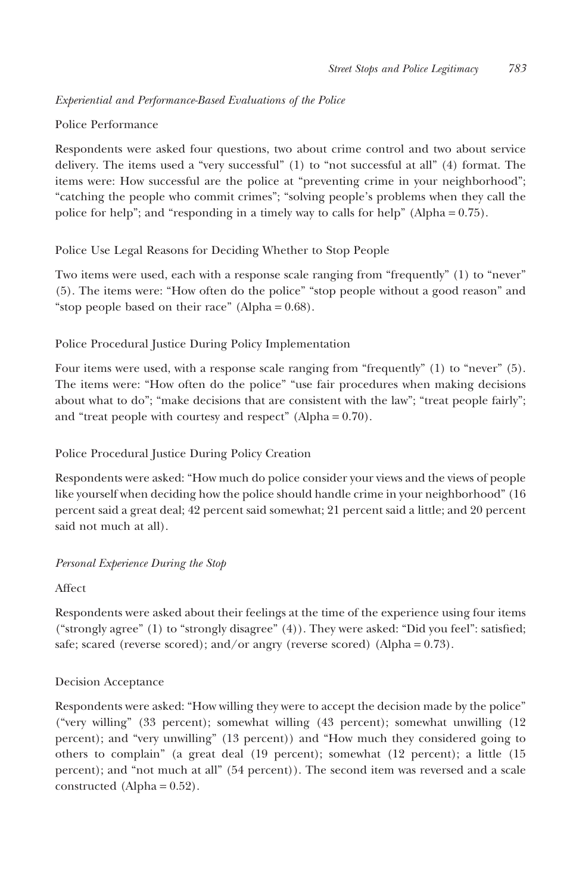*Experiential and Performance-Based Evaluations of the Police*

Police Performance

Respondents were asked four questions, two about crime control and two about service delivery. The items used a "very successful" (1) to "not successful at all" (4) format. The items were: How successful are the police at "preventing crime in your neighborhood"; "catching the people who commit crimes"; "solving people's problems when they call the police for help"; and "responding in a timely way to calls for help" (Alpha = 0.75).

Police Use Legal Reasons for Deciding Whether to Stop People

Two items were used, each with a response scale ranging from "frequently" (1) to "never" (5). The items were: "How often do the police" "stop people without a good reason" and "stop people based on their race" (Alpha = 0.68).

Police Procedural Justice During Policy Implementation

Four items were used, with a response scale ranging from "frequently" (1) to "never" (5). The items were: "How often do the police" "use fair procedures when making decisions about what to do"; "make decisions that are consistent with the law"; "treat people fairly"; and "treat people with courtesy and respect" (Alpha = 0.70).

Police Procedural Justice During Policy Creation

Respondents were asked: "How much do police consider your views and the views of people like yourself when deciding how the police should handle crime in your neighborhood" (16 percent said a great deal; 42 percent said somewhat; 21 percent said a little; and 20 percent said not much at all).

*Personal Experience During the Stop*

Affect

Respondents were asked about their feelings at the time of the experience using four items ("strongly agree" (1) to "strongly disagree" (4)). They were asked: "Did you feel": satisfied; safe; scared (reverse scored); and/or angry (reverse scored) (Alpha = 0.73).

Decision Acceptance

Respondents were asked: "How willing they were to accept the decision made by the police" ("very willing" (33 percent); somewhat willing (43 percent); somewhat unwilling (12 percent); and "very unwilling" (13 percent)) and "How much they considered going to others to complain" (a great deal (19 percent); somewhat (12 percent); a little (15 percent); and "not much at all" (54 percent)). The second item was reversed and a scale constructed (Alpha = 0.52).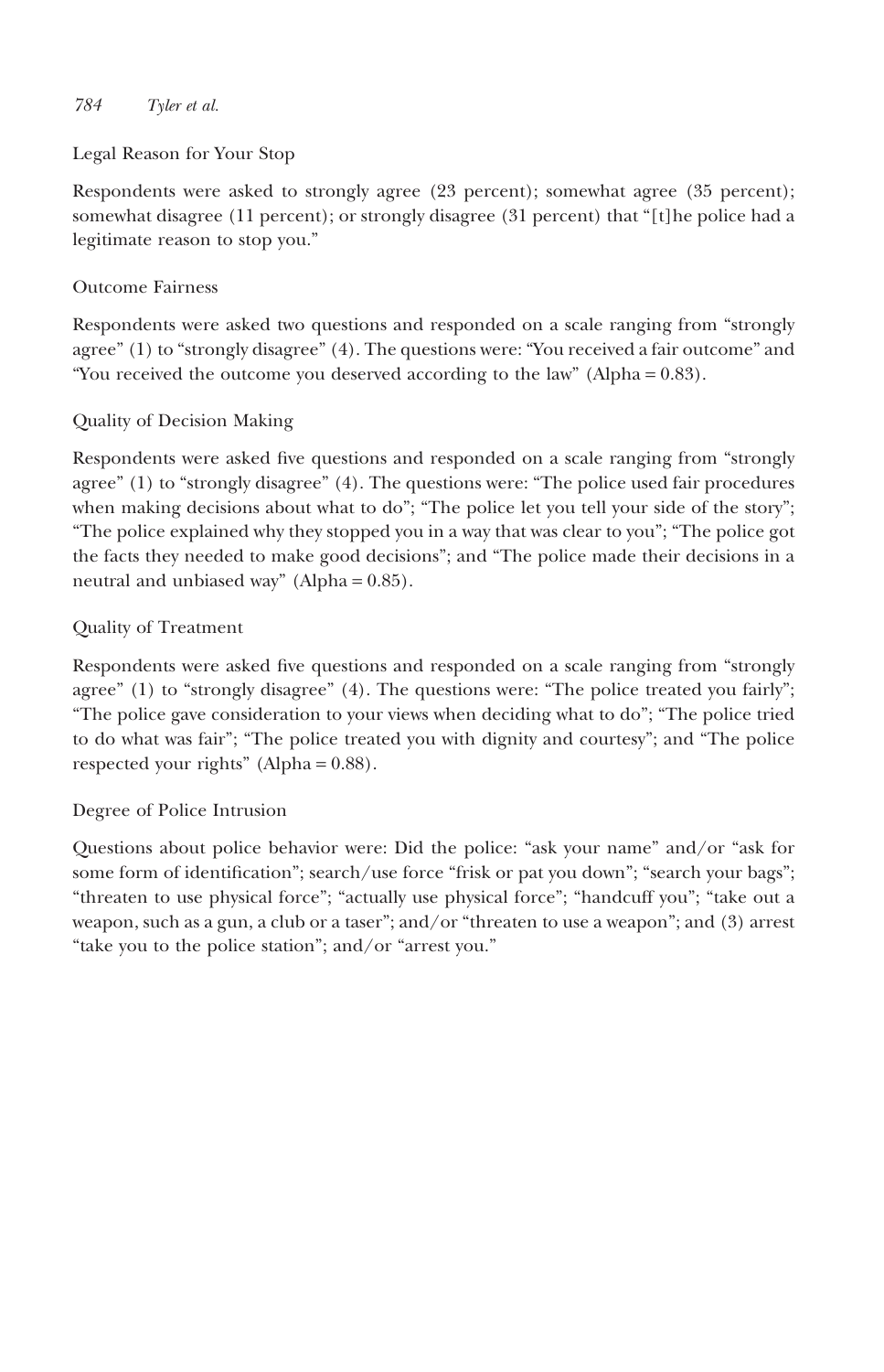Legal Reason for Your Stop

Respondents were asked to strongly agree (23 percent); somewhat agree (35 percent); somewhat disagree (11 percent); or strongly disagree (31 percent) that "[t]he police had a legitimate reason to stop you."

Outcome Fairness

Respondents were asked two questions and responded on a scale ranging from "strongly agree" (1) to "strongly disagree" (4). The questions were: "You received a fair outcome" and "You received the outcome you deserved according to the law" (Alpha = 0.83).

Quality of Decision Making

Respondents were asked five questions and responded on a scale ranging from "strongly agree" (1) to "strongly disagree" (4). The questions were: "The police used fair procedures when making decisions about what to do"; "The police let you tell your side of the story"; "The police explained why they stopped you in a way that was clear to you"; "The police got the facts they needed to make good decisions"; and "The police made their decisions in a neutral and unbiased way" (Alpha = 0.85).

Quality of Treatment

Respondents were asked five questions and responded on a scale ranging from "strongly agree" (1) to "strongly disagree" (4). The questions were: "The police treated you fairly"; "The police gave consideration to your views when deciding what to do"; "The police tried to do what was fair"; "The police treated you with dignity and courtesy"; and "The police respected your rights" (Alpha = 0.88).

Degree of Police Intrusion

Questions about police behavior were: Did the police: "ask your name" and/or "ask for some form of identification"; search/use force "frisk or pat you down"; "search your bags"; "threaten to use physical force"; "actually use physical force"; "handcuff you"; "take out a weapon, such as a gun, a club or a taser"; and/or "threaten to use a weapon"; and (3) arrest "take you to the police station"; and/or "arrest you."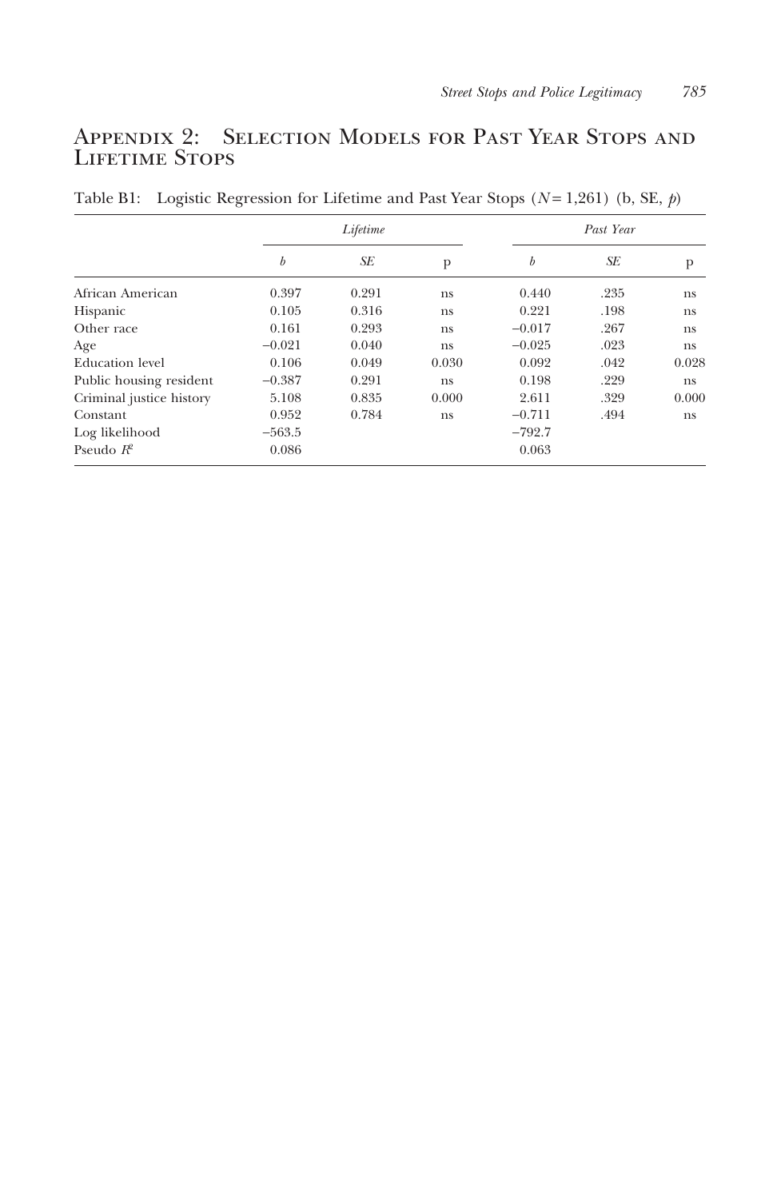## Appendix 2: Selection Models for Past Year Stops and Lifetime Stops

Table B1: Logistic Regression for Lifetime and Past Year Stops ($N = 1{,}261$) (b, SE, $p$)

| | *Lifetime* | | | *Past Year* | | |
|---|---|---|---|---|---|---|
| | *b* | *SE* | p | *b* | *SE* | p |
| African American | 0.397 | 0.291 | ns | 0.440 | .235 | ns |
| Hispanic | 0.105 | 0.316 | ns | 0.221 | .198 | ns |
| Other race | 0.161 | 0.293 | ns | −0.017 | .267 | ns |
| Age | −0.021 | 0.040 | ns | −0.025 | .023 | ns |
| Education level | 0.106 | 0.049 | 0.030 | 0.092 | .042 | 0.028 |
| Public housing resident | −0.387 | 0.291 | ns | 0.198 | .229 | ns |
| Criminal justice history | 5.108 | 0.835 | 0.000 | 2.611 | .329 | 0.000 |
| Constant | 0.952 | 0.784 | ns | −0.711 | .494 | ns |
| Log likelihood | −563.5 | | | −792.7 | | |
| Pseudo $R^2$ | 0.086 | | | 0.063 | | |